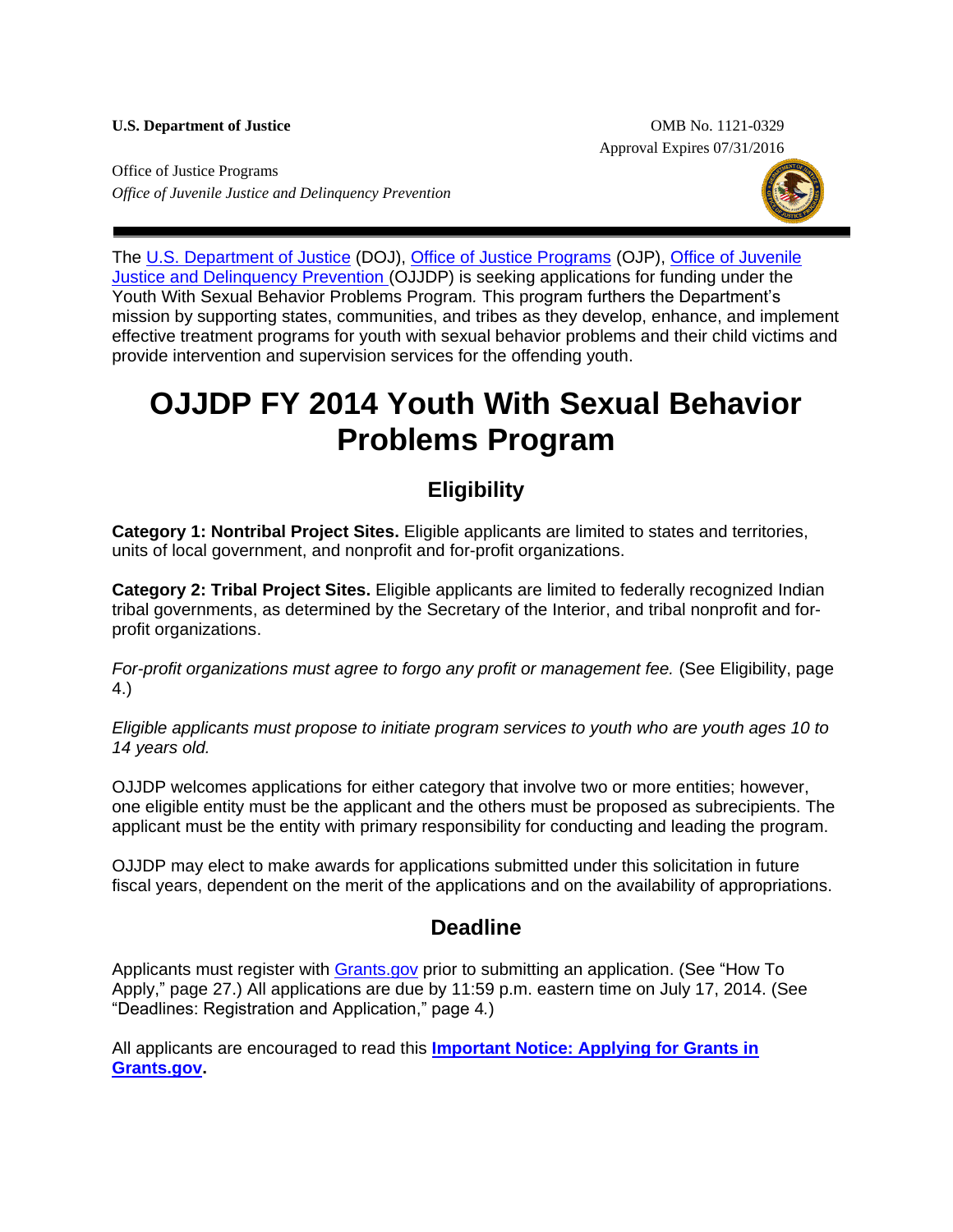**U.S. Department of Justice**

OMB No. 1121-0329
Approval Expires 07/31/2016

Office of Justice Programs
*Office of Juvenile Justice and Delinquency Prevention*

The U.S. Department of Justice (DOJ), Office of Justice Programs (OJP), Office of Juvenile Justice and Delinquency Prevention (OJJDP) is seeking applications for funding under the Youth With Sexual Behavior Problems Program*.* This program furthers the Department's mission by supporting states, communities, and tribes as they develop, enhance, and implement effective treatment programs for youth with sexual behavior problems and their child victims and provide intervention and supervision services for the offending youth.

# OJJDP FY 2014 Youth With Sexual Behavior Problems Program

## Eligibility

**Category 1: Nontribal Project Sites.** Eligible applicants are limited to states and territories, units of local government, and nonprofit and for-profit organizations.

**Category 2: Tribal Project Sites.** Eligible applicants are limited to federally recognized Indian tribal governments, as determined by the Secretary of the Interior, and tribal nonprofit and for-profit organizations.

*For-profit organizations must agree to forgo any profit or management fee.* (See Eligibility, page 4.)

*Eligible applicants must propose to initiate program services to youth who are youth ages 10 to 14 years old.*

OJJDP welcomes applications for either category that involve two or more entities; however, one eligible entity must be the applicant and the others must be proposed as subrecipients. The applicant must be the entity with primary responsibility for conducting and leading the program.

OJJDP may elect to make awards for applications submitted under this solicitation in future fiscal years, dependent on the merit of the applications and on the availability of appropriations.

## Deadline

Applicants must register with Grants.gov prior to submitting an application. (See "How To Apply," page 27.) All applications are due by 11:59 p.m. eastern time on July 17, 2014. (See "Deadlines: Registration and Application," page 4.)

All applicants are encouraged to read this **Important Notice: Applying for Grants in Grants.gov.**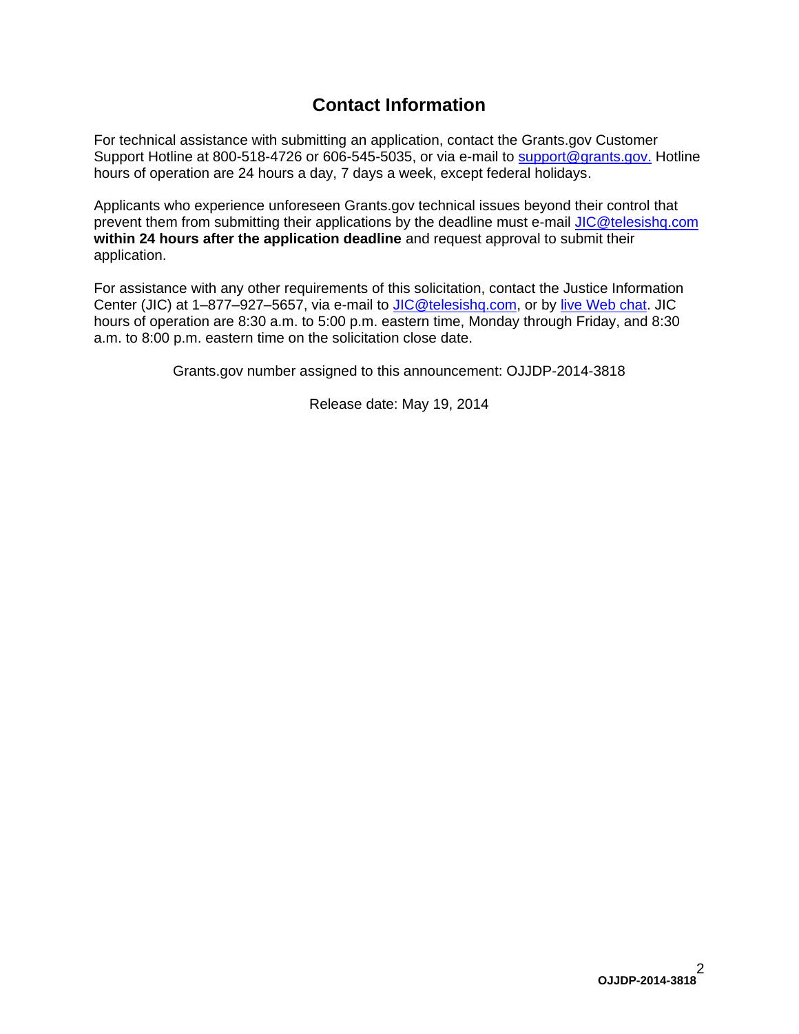## Contact Information

For technical assistance with submitting an application, contact the Grants.gov Customer Support Hotline at 800-518-4726 or 606-545-5035, or via e-mail to support@grants.gov. Hotline hours of operation are 24 hours a day, 7 days a week, except federal holidays.

Applicants who experience unforeseen Grants.gov technical issues beyond their control that prevent them from submitting their applications by the deadline must e-mail JIC@telesishq.com **within 24 hours after the application deadline** and request approval to submit their application.

For assistance with any other requirements of this solicitation, contact the Justice Information Center (JIC) at 1–877–927–5657, via e-mail to JIC@telesishq.com, or by live Web chat. JIC hours of operation are 8:30 a.m. to 5:00 p.m. eastern time, Monday through Friday, and 8:30 a.m. to 8:00 p.m. eastern time on the solicitation close date.

Grants.gov number assigned to this announcement: OJJDP-2014-3818

Release date: May 19, 2014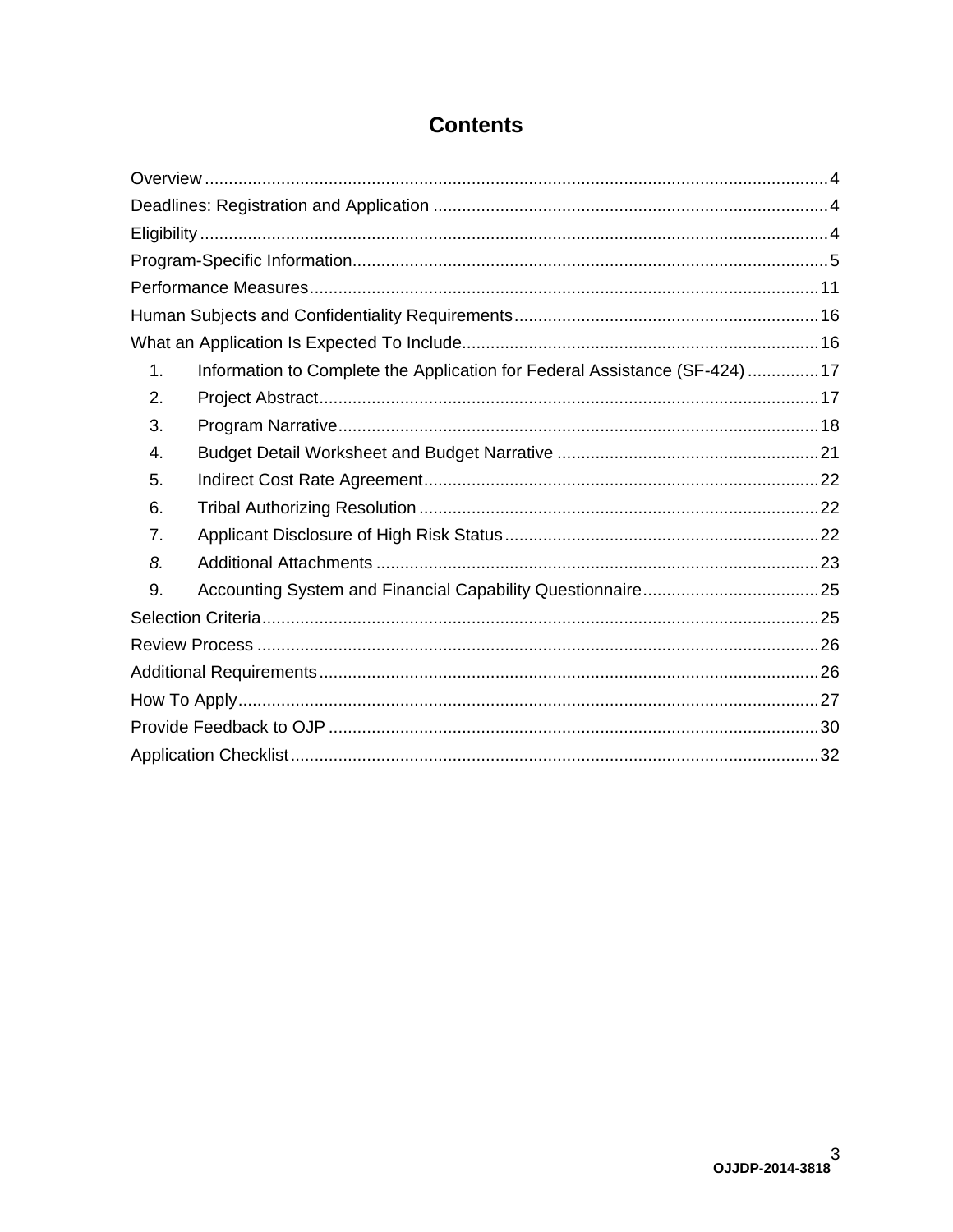# Contents

Overview ..................................................................................................................4
Deadlines: Registration and Application ..................................................................4
Eligibility ..................................................................................................................4
Program-Specific Information...................................................................................5
Performance Measures...........................................................................................11
Human Subjects and Confidentiality Requirements................................................16
What an Application Is Expected To Include...........................................................16

1. Information to Complete the Application for Federal Assistance (SF-424) ...............17
2. Project Abstract.........................................................................................17
3. Program Narrative.....................................................................................18
4. Budget Detail Worksheet and Budget Narrative .......................................21
5. Indirect Cost Rate Agreement...................................................................22
6. Tribal Authorizing Resolution ....................................................................22
7. Applicant Disclosure of High Risk Status..................................................22
8. Additional Attachments .............................................................................23
9. Accounting System and Financial Capability Questionnaire.....................................25

Selection Criteria.....................................................................................................25
Review Process .....................................................................................................26
Additional Requirements.........................................................................................26
How To Apply..........................................................................................................27
Provide Feedback to OJP .......................................................................................30
Application Checklist...............................................................................................32

OJJDP-2014-3818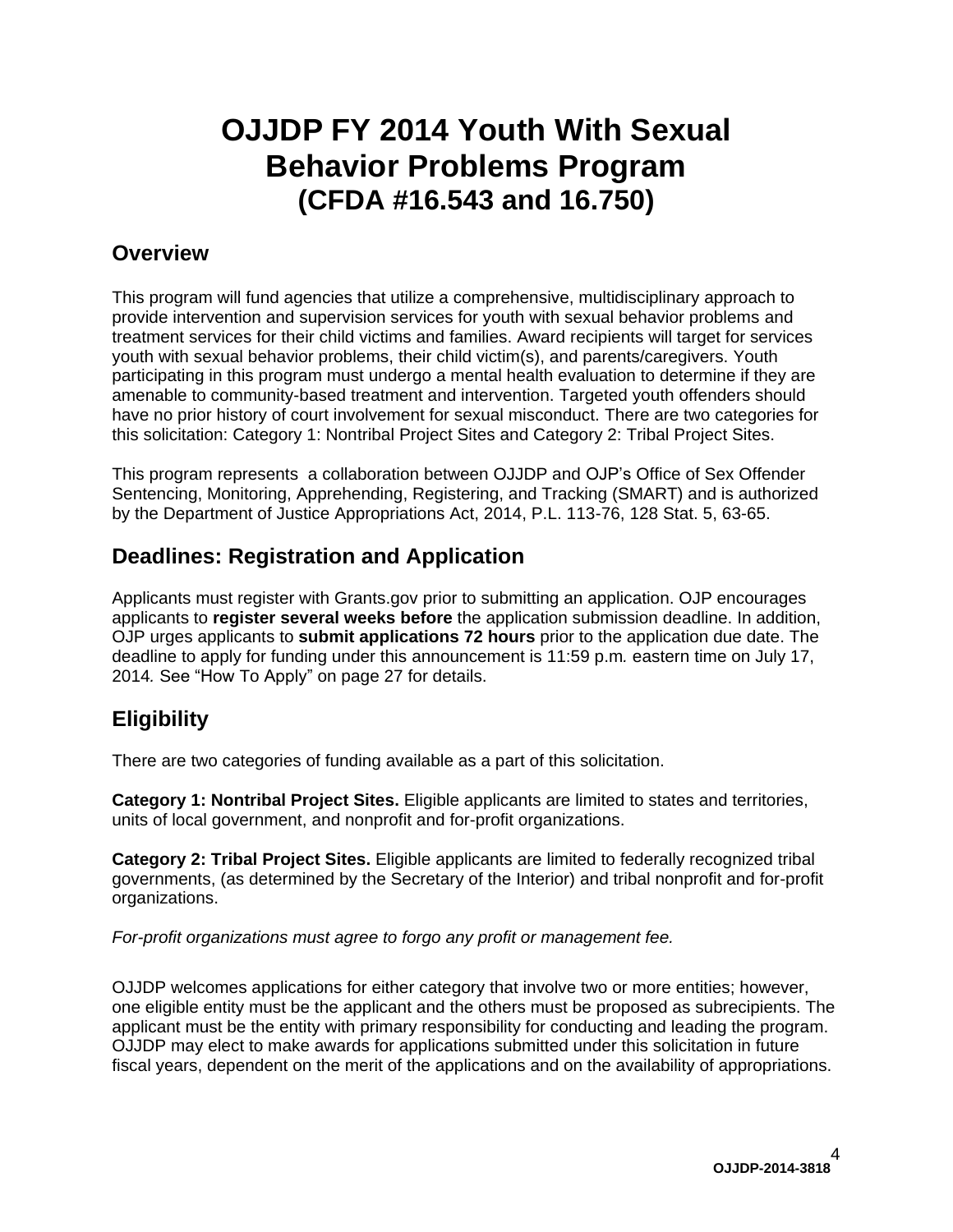# OJJDP FY 2014 Youth With Sexual Behavior Problems Program (CFDA #16.543 and 16.750)

## Overview

This program will fund agencies that utilize a comprehensive, multidisciplinary approach to provide intervention and supervision services for youth with sexual behavior problems and treatment services for their child victims and families. Award recipients will target for services youth with sexual behavior problems, their child victim(s), and parents/caregivers. Youth participating in this program must undergo a mental health evaluation to determine if they are amenable to community-based treatment and intervention. Targeted youth offenders should have no prior history of court involvement for sexual misconduct. There are two categories for this solicitation: Category 1: Nontribal Project Sites and Category 2: Tribal Project Sites.

This program represents a collaboration between OJJDP and OJP's Office of Sex Offender Sentencing, Monitoring, Apprehending, Registering, and Tracking (SMART) and is authorized by the Department of Justice Appropriations Act, 2014, P.L. 113-76, 128 Stat. 5, 63-65.

## Deadlines: Registration and Application

Applicants must register with Grants.gov prior to submitting an application. OJP encourages applicants to **register several weeks before** the application submission deadline. In addition, OJP urges applicants to **submit applications 72 hours** prior to the application due date. The deadline to apply for funding under this announcement is 11:59 p.m*.* eastern time on July 17, 2014*.* See "How To Apply" on page 27 for details.

## Eligibility

There are two categories of funding available as a part of this solicitation.

**Category 1: Nontribal Project Sites.** Eligible applicants are limited to states and territories, units of local government, and nonprofit and for-profit organizations.

**Category 2: Tribal Project Sites.** Eligible applicants are limited to federally recognized tribal governments, (as determined by the Secretary of the Interior) and tribal nonprofit and for-profit organizations.

*For-profit organizations must agree to forgo any profit or management fee.*

OJJDP welcomes applications for either category that involve two or more entities; however, one eligible entity must be the applicant and the others must be proposed as subrecipients. The applicant must be the entity with primary responsibility for conducting and leading the program. OJJDP may elect to make awards for applications submitted under this solicitation in future fiscal years, dependent on the merit of the applications and on the availability of appropriations.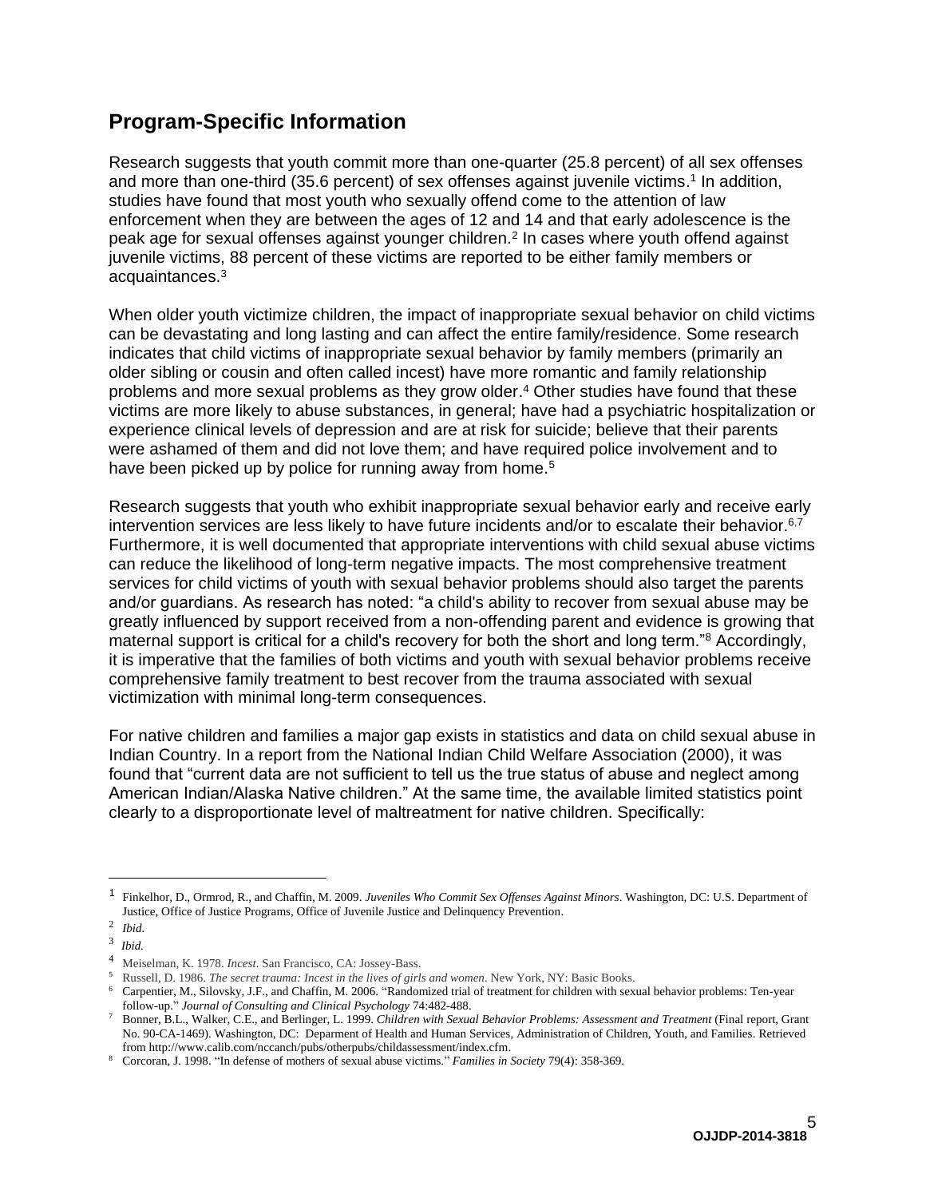## Program-Specific Information

Research suggests that youth commit more than one-quarter (25.8 percent) of all sex offenses and more than one-third (35.6 percent) of sex offenses against juvenile victims.[1] In addition, studies have found that most youth who sexually offend come to the attention of law enforcement when they are between the ages of 12 and 14 and that early adolescence is the peak age for sexual offenses against younger children.[2] In cases where youth offend against juvenile victims, 88 percent of these victims are reported to be either family members or acquaintances.[3]

When older youth victimize children, the impact of inappropriate sexual behavior on child victims can be devastating and long lasting and can affect the entire family/residence. Some research indicates that child victims of inappropriate sexual behavior by family members (primarily an older sibling or cousin and often called incest) have more romantic and family relationship problems and more sexual problems as they grow older.[4] Other studies have found that these victims are more likely to abuse substances, in general; have had a psychiatric hospitalization or experience clinical levels of depression and are at risk for suicide; believe that their parents were ashamed of them and did not love them; and have required police involvement and to have been picked up by police for running away from home.[5]

Research suggests that youth who exhibit inappropriate sexual behavior early and receive early intervention services are less likely to have future incidents and/or to escalate their behavior.[6,7] Furthermore, it is well documented that appropriate interventions with child sexual abuse victims can reduce the likelihood of long-term negative impacts. The most comprehensive treatment services for child victims of youth with sexual behavior problems should also target the parents and/or guardians. As research has noted: "a child's ability to recover from sexual abuse may be greatly influenced by support received from a non-offending parent and evidence is growing that maternal support is critical for a child's recovery for both the short and long term."[8] Accordingly, it is imperative that the families of both victims and youth with sexual behavior problems receive comprehensive family treatment to best recover from the trauma associated with sexual victimization with minimal long-term consequences.

For native children and families a major gap exists in statistics and data on child sexual abuse in Indian Country. In a report from the National Indian Child Welfare Association (2000), it was found that "current data are not sufficient to tell us the true status of abuse and neglect among American Indian/Alaska Native children." At the same time, the available limited statistics point clearly to a disproportionate level of maltreatment for native children. Specifically:

---

[1] Finkelhor, D., Ormrod, R., and Chaffin, M. 2009. *Juveniles Who Commit Sex Offenses Against Minors*. Washington, DC: U.S. Department of Justice, Office of Justice Programs, Office of Juvenile Justice and Delinquency Prevention.

[2] *Ibid.*

[3] *Ibid.*

[4] Meiselman, K. 1978. *Incest*. San Francisco, CA: Jossey-Bass.

[5] Russell, D. 1986. *The secret trauma: Incest in the lives of girls and women*. New York, NY: Basic Books.

[6] Carpentier, M., Silovsky, J.F., and Chaffin, M. 2006. "Randomized trial of treatment for children with sexual behavior problems: Ten-year follow-up." *Journal of Consulting and Clinical Psychology* 74:482-488.

[7] Bonner, B.L., Walker, C.E., and Berlinger, L. 1999. *Children with Sexual Behavior Problems: Assessment and Treatment* (Final report, Grant No. 90-CA-1469). Washington, DC: Deparment of Health and Human Services, Administration of Children, Youth, and Families. Retrieved from http://www.calib.com/nccanch/pubs/otherpubs/childassessment/index.cfm.

[8] Corcoran, J. 1998. "In defense of mothers of sexual abuse victims." *Families in Society* 79(4): 358-369.

OJJDP-2014-3818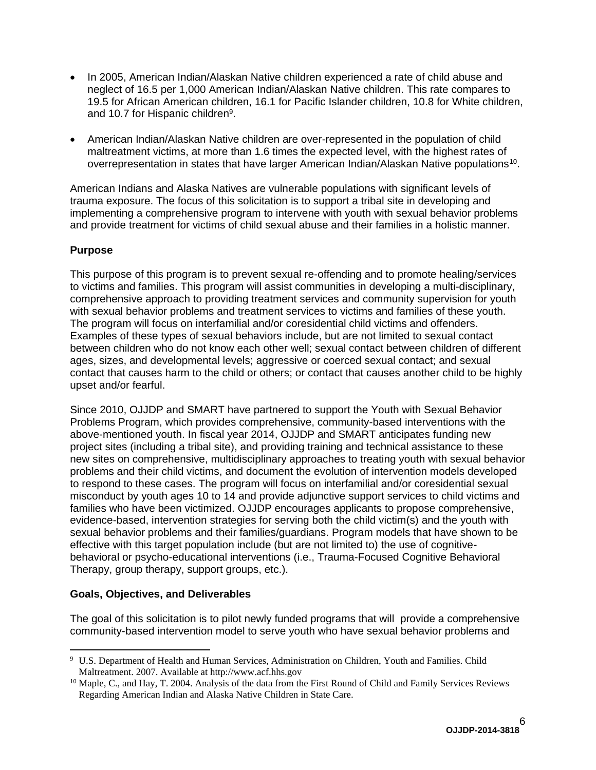- In 2005, American Indian/Alaskan Native children experienced a rate of child abuse and neglect of 16.5 per 1,000 American Indian/Alaskan Native children. This rate compares to 19.5 for African American children, 16.1 for Pacific Islander children, 10.8 for White children, and 10.7 for Hispanic children[9].

- American Indian/Alaskan Native children are over-represented in the population of child maltreatment victims, at more than 1.6 times the expected level, with the highest rates of overrepresentation in states that have larger American Indian/Alaskan Native populations[10].

American Indians and Alaska Natives are vulnerable populations with significant levels of trauma exposure. The focus of this solicitation is to support a tribal site in developing and implementing a comprehensive program to intervene with youth with sexual behavior problems and provide treatment for victims of child sexual abuse and their families in a holistic manner.

**Purpose**

This purpose of this program is to prevent sexual re-offending and to promote healing/services to victims and families. This program will assist communities in developing a multi-disciplinary, comprehensive approach to providing treatment services and community supervision for youth with sexual behavior problems and treatment services to victims and families of these youth. The program will focus on interfamilial and/or coresidential child victims and offenders. Examples of these types of sexual behaviors include, but are not limited to sexual contact between children who do not know each other well; sexual contact between children of different ages, sizes, and developmental levels; aggressive or coerced sexual contact; and sexual contact that causes harm to the child or others; or contact that causes another child to be highly upset and/or fearful.

Since 2010, OJJDP and SMART have partnered to support the Youth with Sexual Behavior Problems Program, which provides comprehensive, community-based interventions with the above-mentioned youth. In fiscal year 2014, OJJDP and SMART anticipates funding new project sites (including a tribal site), and providing training and technical assistance to these new sites on comprehensive, multidisciplinary approaches to treating youth with sexual behavior problems and their child victims, and document the evolution of intervention models developed to respond to these cases. The program will focus on interfamilial and/or coresidential sexual misconduct by youth ages 10 to 14 and provide adjunctive support services to child victims and families who have been victimized. OJJDP encourages applicants to propose comprehensive, evidence-based, intervention strategies for serving both the child victim(s) and the youth with sexual behavior problems and their families/guardians. Program models that have shown to be effective with this target population include (but are not limited to) the use of cognitive-behavioral or psycho-educational interventions (i.e., Trauma-Focused Cognitive Behavioral Therapy, group therapy, support groups, etc.).

**Goals, Objectives, and Deliverables**

The goal of this solicitation is to pilot newly funded programs that will provide a comprehensive community-based intervention model to serve youth who have sexual behavior problems and

[9] U.S. Department of Health and Human Services, Administration on Children, Youth and Families. Child Maltreatment. 2007. Available at http://www.acf.hhs.gov

[10] Maple, C., and Hay, T. 2004. Analysis of the data from the First Round of Child and Family Services Reviews Regarding American Indian and Alaska Native Children in State Care.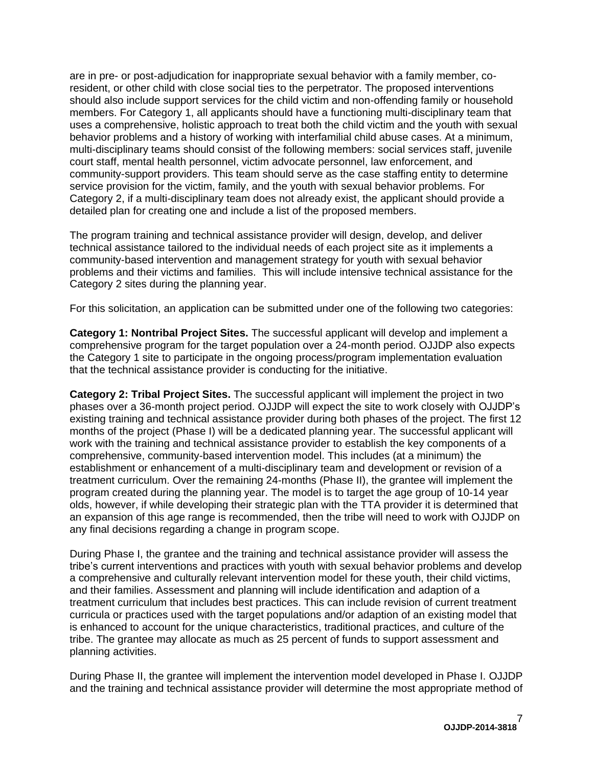are in pre- or post-adjudication for inappropriate sexual behavior with a family member, co-resident, or other child with close social ties to the perpetrator. The proposed interventions should also include support services for the child victim and non-offending family or household members. For Category 1, all applicants should have a functioning multi-disciplinary team that uses a comprehensive, holistic approach to treat both the child victim and the youth with sexual behavior problems and a history of working with interfamilial child abuse cases. At a minimum, multi-disciplinary teams should consist of the following members: social services staff, juvenile court staff, mental health personnel, victim advocate personnel, law enforcement, and community-support providers. This team should serve as the case staffing entity to determine service provision for the victim, family, and the youth with sexual behavior problems. For Category 2, if a multi-disciplinary team does not already exist, the applicant should provide a detailed plan for creating one and include a list of the proposed members.

The program training and technical assistance provider will design, develop, and deliver technical assistance tailored to the individual needs of each project site as it implements a community-based intervention and management strategy for youth with sexual behavior problems and their victims and families. This will include intensive technical assistance for the Category 2 sites during the planning year.

For this solicitation, an application can be submitted under one of the following two categories:

**Category 1: Nontribal Project Sites.** The successful applicant will develop and implement a comprehensive program for the target population over a 24-month period. OJJDP also expects the Category 1 site to participate in the ongoing process/program implementation evaluation that the technical assistance provider is conducting for the initiative.

**Category 2: Tribal Project Sites.** The successful applicant will implement the project in two phases over a 36-month project period. OJJDP will expect the site to work closely with OJJDP's existing training and technical assistance provider during both phases of the project. The first 12 months of the project (Phase I) will be a dedicated planning year. The successful applicant will work with the training and technical assistance provider to establish the key components of a comprehensive, community-based intervention model. This includes (at a minimum) the establishment or enhancement of a multi-disciplinary team and development or revision of a treatment curriculum. Over the remaining 24-months (Phase II), the grantee will implement the program created during the planning year. The model is to target the age group of 10-14 year olds, however, if while developing their strategic plan with the TTA provider it is determined that an expansion of this age range is recommended, then the tribe will need to work with OJJDP on any final decisions regarding a change in program scope.

During Phase I, the grantee and the training and technical assistance provider will assess the tribe's current interventions and practices with youth with sexual behavior problems and develop a comprehensive and culturally relevant intervention model for these youth, their child victims, and their families. Assessment and planning will include identification and adaption of a treatment curriculum that includes best practices. This can include revision of current treatment curricula or practices used with the target populations and/or adaption of an existing model that is enhanced to account for the unique characteristics, traditional practices, and culture of the tribe. The grantee may allocate as much as 25 percent of funds to support assessment and planning activities.

During Phase II, the grantee will implement the intervention model developed in Phase I. OJJDP and the training and technical assistance provider will determine the most appropriate method of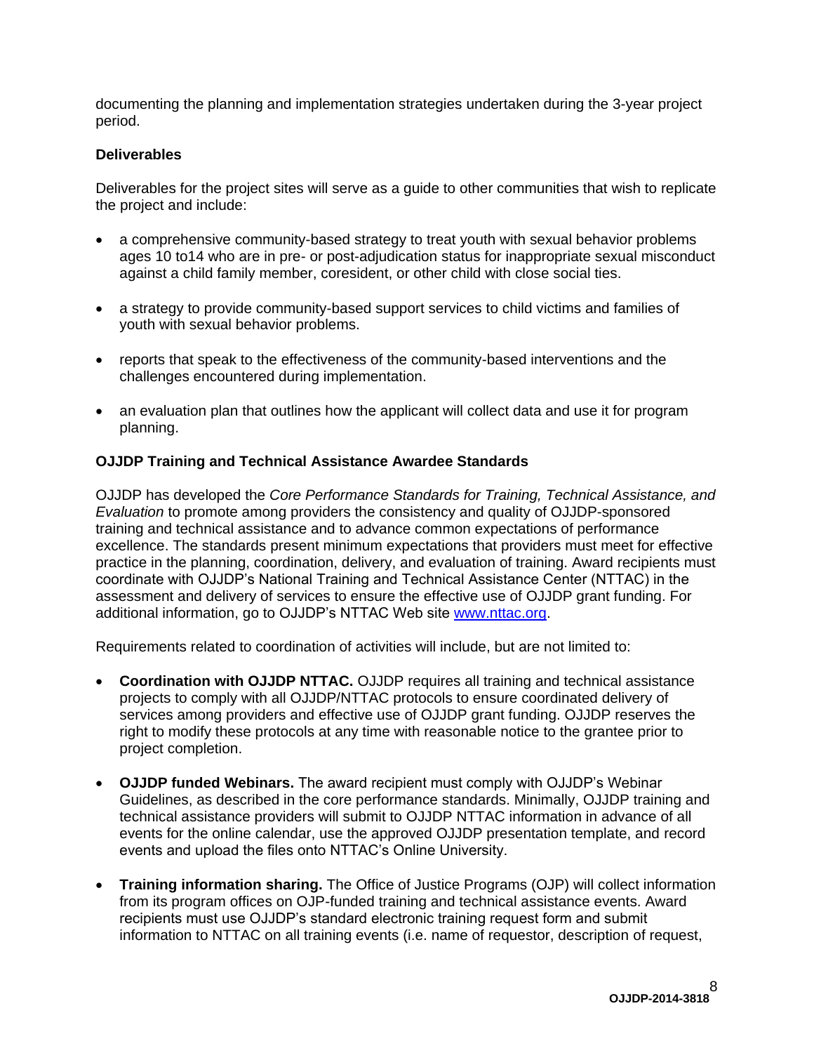documenting the planning and implementation strategies undertaken during the 3-year project period.

**Deliverables**

Deliverables for the project sites will serve as a guide to other communities that wish to replicate the project and include:

- a comprehensive community-based strategy to treat youth with sexual behavior problems ages 10 to14 who are in pre- or post-adjudication status for inappropriate sexual misconduct against a child family member, coresident, or other child with close social ties.
- a strategy to provide community-based support services to child victims and families of youth with sexual behavior problems.
- reports that speak to the effectiveness of the community-based interventions and the challenges encountered during implementation.
- an evaluation plan that outlines how the applicant will collect data and use it for program planning.

**OJJDP Training and Technical Assistance Awardee Standards**

OJJDP has developed the *Core Performance Standards for Training, Technical Assistance, and Evaluation* to promote among providers the consistency and quality of OJJDP-sponsored training and technical assistance and to advance common expectations of performance excellence. The standards present minimum expectations that providers must meet for effective practice in the planning, coordination, delivery, and evaluation of training. Award recipients must coordinate with OJJDP's National Training and Technical Assistance Center (NTTAC) in the assessment and delivery of services to ensure the effective use of OJJDP grant funding. For additional information, go to OJJDP's NTTAC Web site [www.nttac.org](www.nttac.org).

Requirements related to coordination of activities will include, but are not limited to:

- **Coordination with OJJDP NTTAC.** OJJDP requires all training and technical assistance projects to comply with all OJJDP/NTTAC protocols to ensure coordinated delivery of services among providers and effective use of OJJDP grant funding. OJJDP reserves the right to modify these protocols at any time with reasonable notice to the grantee prior to project completion.
- **OJJDP funded Webinars.** The award recipient must comply with OJJDP's Webinar Guidelines, as described in the core performance standards. Minimally, OJJDP training and technical assistance providers will submit to OJJDP NTTAC information in advance of all events for the online calendar, use the approved OJJDP presentation template, and record events and upload the files onto NTTAC's Online University.
- **Training information sharing.** The Office of Justice Programs (OJP) will collect information from its program offices on OJP-funded training and technical assistance events. Award recipients must use OJJDP's standard electronic training request form and submit information to NTTAC on all training events (i.e. name of requestor, description of request,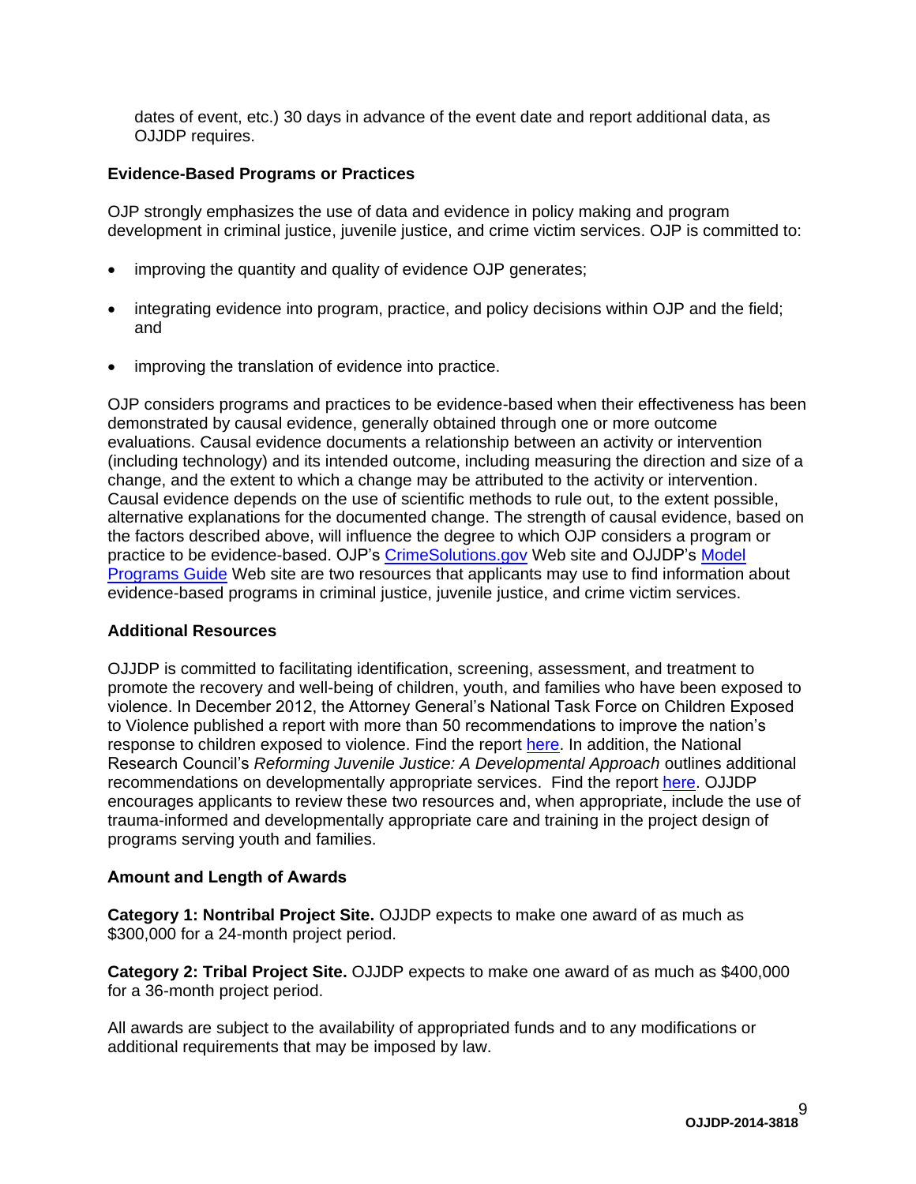dates of event, etc.) 30 days in advance of the event date and report additional data, as OJJDP requires.

**Evidence-Based Programs or Practices**

OJP strongly emphasizes the use of data and evidence in policy making and program development in criminal justice, juvenile justice, and crime victim services. OJP is committed to:

- improving the quantity and quality of evidence OJP generates;
- integrating evidence into program, practice, and policy decisions within OJP and the field; and
- improving the translation of evidence into practice.

OJP considers programs and practices to be evidence-based when their effectiveness has been demonstrated by causal evidence, generally obtained through one or more outcome evaluations. Causal evidence documents a relationship between an activity or intervention (including technology) and its intended outcome, including measuring the direction and size of a change, and the extent to which a change may be attributed to the activity or intervention. Causal evidence depends on the use of scientific methods to rule out, to the extent possible, alternative explanations for the documented change. The strength of causal evidence, based on the factors described above, will influence the degree to which OJP considers a program or practice to be evidence-based. OJP's CrimeSolutions.gov Web site and OJJDP's Model Programs Guide Web site are two resources that applicants may use to find information about evidence-based programs in criminal justice, juvenile justice, and crime victim services.

**Additional Resources**

OJJDP is committed to facilitating identification, screening, assessment, and treatment to promote the recovery and well-being of children, youth, and families who have been exposed to violence. In December 2012, the Attorney General's National Task Force on Children Exposed to Violence published a report with more than 50 recommendations to improve the nation's response to children exposed to violence. Find the report here. In addition, the National Research Council's *Reforming Juvenile Justice: A Developmental Approach* outlines additional recommendations on developmentally appropriate services. Find the report here. OJJDP encourages applicants to review these two resources and, when appropriate, include the use of trauma-informed and developmentally appropriate care and training in the project design of programs serving youth and families.

**Amount and Length of Awards**

**Category 1: Nontribal Project Site.** OJJDP expects to make one award of as much as $300,000 for a 24-month project period.

**Category 2: Tribal Project Site.** OJJDP expects to make one award of as much as $400,000 for a 36-month project period.

All awards are subject to the availability of appropriated funds and to any modifications or additional requirements that may be imposed by law.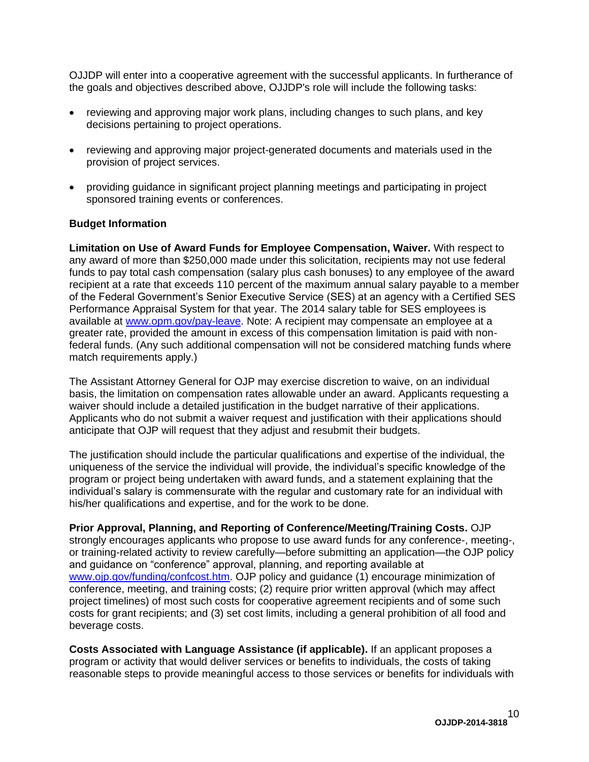OJJDP will enter into a cooperative agreement with the successful applicants. In furtherance of the goals and objectives described above, OJJDP's role will include the following tasks:

- reviewing and approving major work plans, including changes to such plans, and key decisions pertaining to project operations.
- reviewing and approving major project-generated documents and materials used in the provision of project services.
- providing guidance in significant project planning meetings and participating in project sponsored training events or conferences.

**Budget Information**

**Limitation on Use of Award Funds for Employee Compensation, Waiver.** With respect to any award of more than $250,000 made under this solicitation, recipients may not use federal funds to pay total cash compensation (salary plus cash bonuses) to any employee of the award recipient at a rate that exceeds 110 percent of the maximum annual salary payable to a member of the Federal Government's Senior Executive Service (SES) at an agency with a Certified SES Performance Appraisal System for that year. The 2014 salary table for SES employees is available at [www.opm.gov/pay-leave](www.opm.gov/pay-leave). Note: A recipient may compensate an employee at a greater rate, provided the amount in excess of this compensation limitation is paid with non-federal funds. (Any such additional compensation will not be considered matching funds where match requirements apply.)

The Assistant Attorney General for OJP may exercise discretion to waive, on an individual basis, the limitation on compensation rates allowable under an award. Applicants requesting a waiver should include a detailed justification in the budget narrative of their applications. Applicants who do not submit a waiver request and justification with their applications should anticipate that OJP will request that they adjust and resubmit their budgets.

The justification should include the particular qualifications and expertise of the individual, the uniqueness of the service the individual will provide, the individual's specific knowledge of the program or project being undertaken with award funds, and a statement explaining that the individual's salary is commensurate with the regular and customary rate for an individual with his/her qualifications and expertise, and for the work to be done.

**Prior Approval, Planning, and Reporting of Conference/Meeting/Training Costs.** OJP strongly encourages applicants who propose to use award funds for any conference-, meeting-, or training-related activity to review carefully—before submitting an application—the OJP policy and guidance on "conference" approval, planning, and reporting available at [www.ojp.gov/funding/confcost.htm](www.ojp.gov/funding/confcost.htm). OJP policy and guidance (1) encourage minimization of conference, meeting, and training costs; (2) require prior written approval (which may affect project timelines) of most such costs for cooperative agreement recipients and of some such costs for grant recipients; and (3) set cost limits, including a general prohibition of all food and beverage costs.

**Costs Associated with Language Assistance (if applicable).** If an applicant proposes a program or activity that would deliver services or benefits to individuals, the costs of taking reasonable steps to provide meaningful access to those services or benefits for individuals with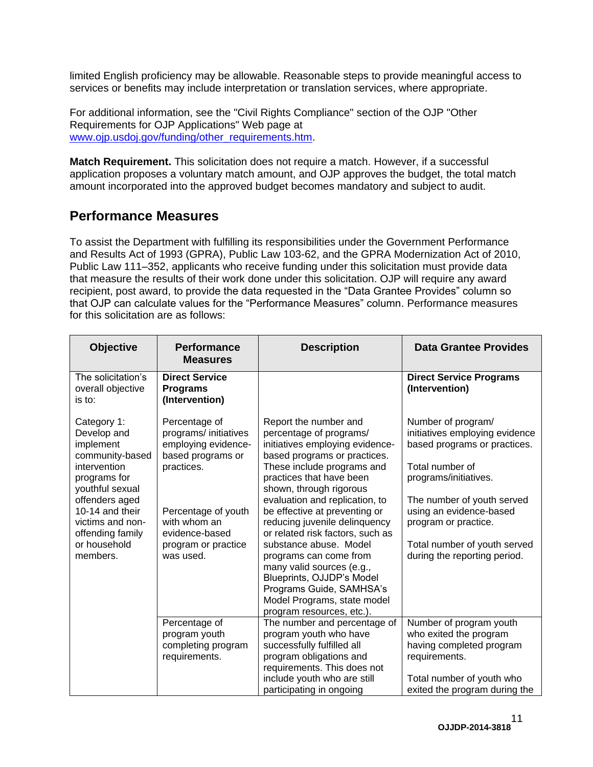limited English proficiency may be allowable. Reasonable steps to provide meaningful access to services or benefits may include interpretation or translation services, where appropriate.

For additional information, see the "Civil Rights Compliance" section of the OJP "Other Requirements for OJP Applications" Web page at www.ojp.usdoj.gov/funding/other_requirements.htm.

**Match Requirement.** This solicitation does not require a match. However, if a successful application proposes a voluntary match amount, and OJP approves the budget, the total match amount incorporated into the approved budget becomes mandatory and subject to audit.

## Performance Measures

To assist the Department with fulfilling its responsibilities under the Government Performance and Results Act of 1993 (GPRA), Public Law 103-62, and the GPRA Modernization Act of 2010, Public Law 111–352, applicants who receive funding under this solicitation must provide data that measure the results of their work done under this solicitation. OJP will require any award recipient, post award, to provide the data requested in the "Data Grantee Provides" column so that OJP can calculate values for the "Performance Measures" column. Performance measures for this solicitation are as follows:

| Objective | Performance Measures | Description | Data Grantee Provides |
|---|---|---|---|
| The solicitation's overall objective is to:<br><br>Category 1: Develop and implement community-based intervention programs for youthful sexual offenders aged 10-14 and their victims and non-offending family or household members. | **Direct Service Programs (Intervention)**<br><br>Percentage of programs/ initiatives employing evidence-based programs or practices.<br><br>Percentage of youth with whom an evidence-based program or practice was used. | Report the number and percentage of programs/ initiatives employing evidence-based programs or practices. These include programs and practices that have been shown, through rigorous evaluation and replication, to be effective at preventing or reducing juvenile delinquency or related risk factors, such as substance abuse. Model programs can come from many valid sources (e.g., Blueprints, OJJDP's Model Programs Guide, SAMHSA's Model Programs, state model program resources, etc.). | **Direct Service Programs (Intervention)**<br><br>Number of program/ initiatives employing evidence based programs or practices.<br><br>Total number of programs/initiatives.<br><br>The number of youth served using an evidence-based program or practice.<br><br>Total number of youth served during the reporting period. |
| | Percentage of program youth completing program requirements. | The number and percentage of program youth who have successfully fulfilled all program obligations and requirements. This does not include youth who are still participating in ongoing | Number of program youth who exited the program having completed program requirements.<br><br>Total number of youth who exited the program during the |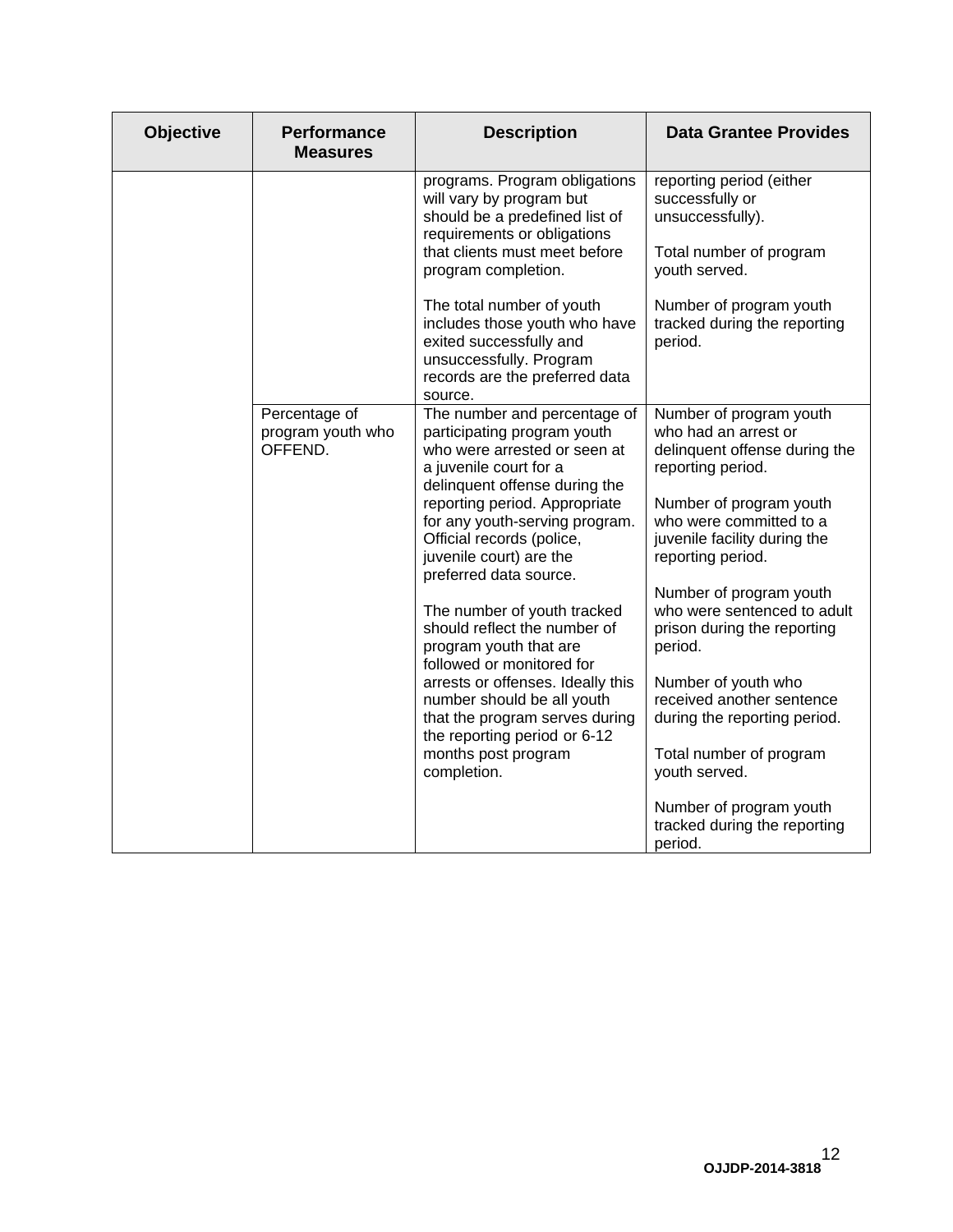| Objective | Performance Measures | Description | Data Grantee Provides |
|---|---|---|---|
| | | programs. Program obligations will vary by program but should be a predefined list of requirements or obligations that clients must meet before program completion.<br><br>The total number of youth includes those youth who have exited successfully and unsuccessfully. Program records are the preferred data source. | reporting period (either successfully or unsuccessfully).<br><br>Total number of program youth served.<br><br>Number of program youth tracked during the reporting period. |
| | Percentage of program youth who OFFEND. | The number and percentage of participating program youth who were arrested or seen at a juvenile court for a delinquent offense during the reporting period. Appropriate for any youth-serving program. Official records (police, juvenile court) are the preferred data source.<br><br>The number of youth tracked should reflect the number of program youth that are followed or monitored for arrests or offenses. Ideally this number should be all youth that the program serves during the reporting period or 6-12 months post program completion. | Number of program youth who had an arrest or delinquent offense during the reporting period.<br><br>Number of program youth who were committed to a juvenile facility during the reporting period.<br><br>Number of program youth who were sentenced to adult prison during the reporting period.<br><br>Number of youth who received another sentence during the reporting period.<br><br>Total number of program youth served.<br><br>Number of program youth tracked during the reporting period. |

**OJJDP-2014-3818**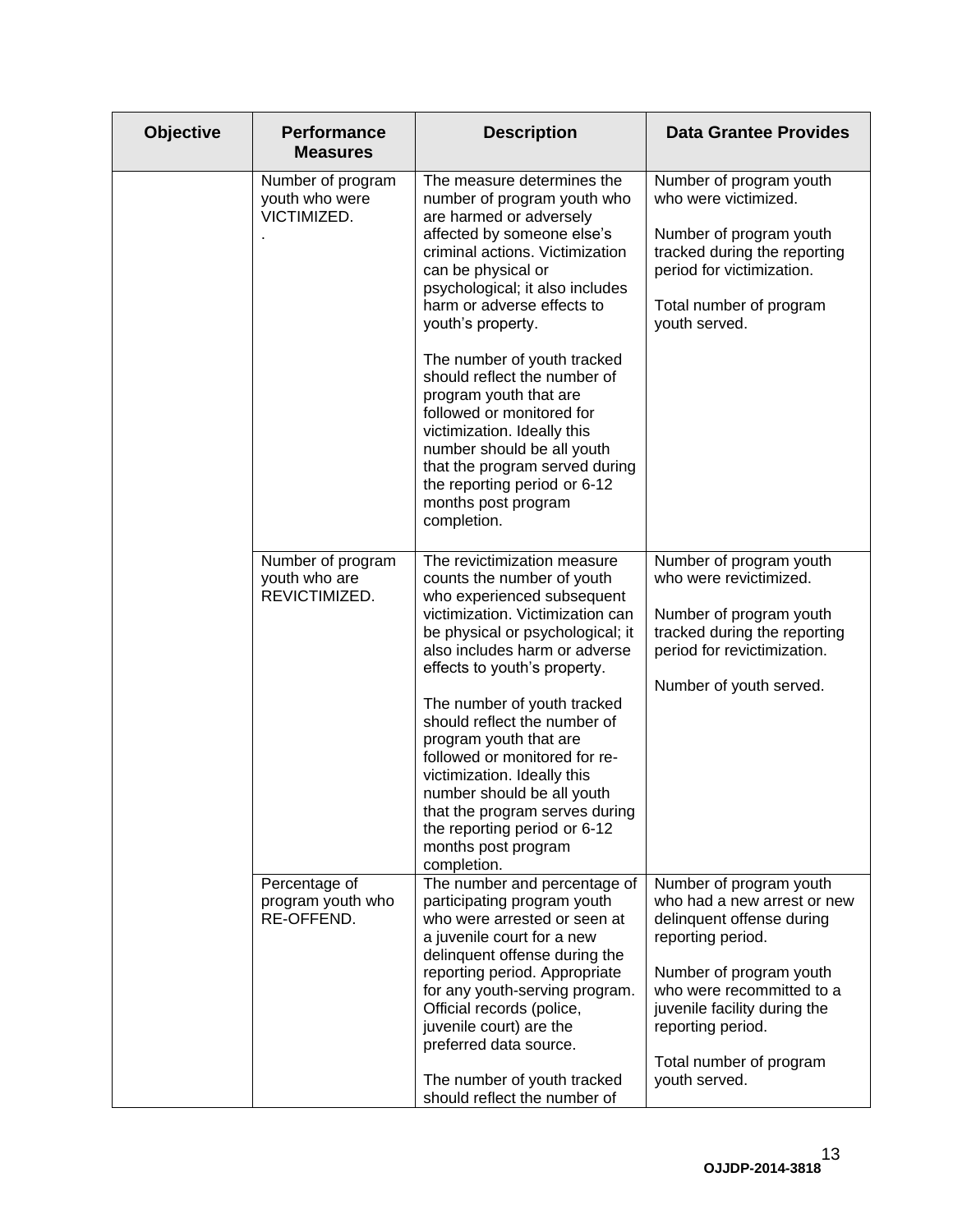| Objective | Performance Measures | Description | Data Grantee Provides |
|---|---|---|---|
| | Number of program youth who were VICTIMIZED. . | The measure determines the number of program youth who are harmed or adversely affected by someone else's criminal actions. Victimization can be physical or psychological; it also includes harm or adverse effects to youth's property. The number of youth tracked should reflect the number of program youth that are followed or monitored for victimization. Ideally this number should be all youth that the program served during the reporting period or 6-12 months post program completion. | Number of program youth who were victimized. Number of program youth tracked during the reporting period for victimization. Total number of program youth served. |
| | Number of program youth who are REVICTIMIZED. | The revictimization measure counts the number of youth who experienced subsequent victimization. Victimization can be physical or psychological; it also includes harm or adverse effects to youth's property. The number of youth tracked should reflect the number of program youth that are followed or monitored for re-victimization. Ideally this number should be all youth that the program serves during the reporting period or 6-12 months post program completion. | Number of program youth who were revictimized. Number of program youth tracked during the reporting period for revictimization. Number of youth served. |
| | Percentage of program youth who RE-OFFEND. | The number and percentage of participating program youth who were arrested or seen at a juvenile court for a new delinquent offense during the reporting period. Appropriate for any youth-serving program. Official records (police, juvenile court) are the preferred data source. The number of youth tracked should reflect the number of | Number of program youth who had a new arrest or new delinquent offense during reporting period. Number of program youth who were recommitted to a juvenile facility during the reporting period. Total number of program youth served. |

OJJDP-2014-3818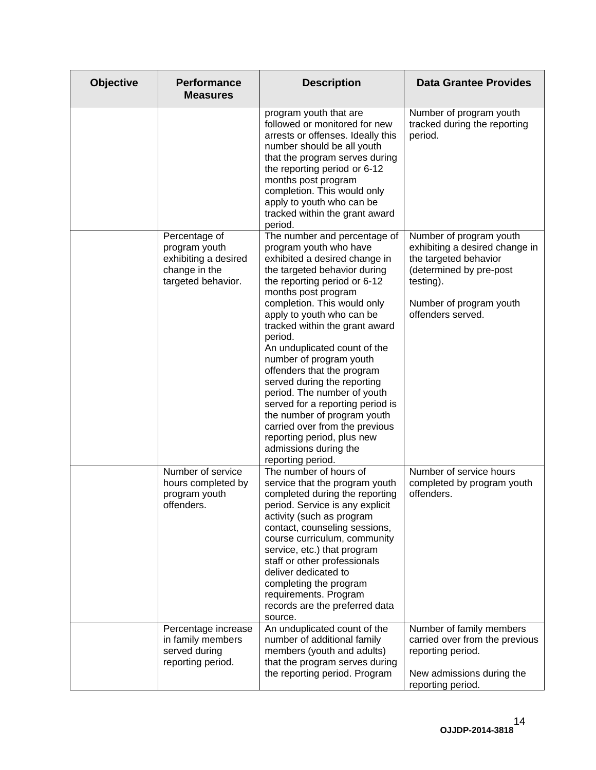| Objective | Performance Measures | Description | Data Grantee Provides |
|---|---|---|---|
| | | program youth that are followed or monitored for new arrests or offenses. Ideally this number should be all youth that the program serves during the reporting period or 6-12 months post program completion. This would only apply to youth who can be tracked within the grant award period. | Number of program youth tracked during the reporting period. |
| | Percentage of program youth exhibiting a desired change in the targeted behavior. | The number and percentage of program youth who have exhibited a desired change in the targeted behavior during the reporting period or 6-12 months post program completion. This would only apply to youth who can be tracked within the grant award period.<br>An unduplicated count of the number of program youth offenders that the program served during the reporting period. The number of youth served for a reporting period is the number of program youth carried over from the previous reporting period, plus new admissions during the reporting period. | Number of program youth exhibiting a desired change in the targeted behavior (determined by pre-post testing).<br><br>Number of program youth offenders served. |
| | Number of service hours completed by program youth offenders. | The number of hours of service that the program youth completed during the reporting period. Service is any explicit activity (such as program contact, counseling sessions, course curriculum, community service, etc.) that program staff or other professionals deliver dedicated to completing the program requirements. Program records are the preferred data source. | Number of service hours completed by program youth offenders. |
| | Percentage increase in family members served during reporting period. | An unduplicated count of the number of additional family members (youth and adults) that the program serves during the reporting period. Program | Number of family members carried over from the previous reporting period.<br><br>New admissions during the reporting period. |

OJJDP-2014-3818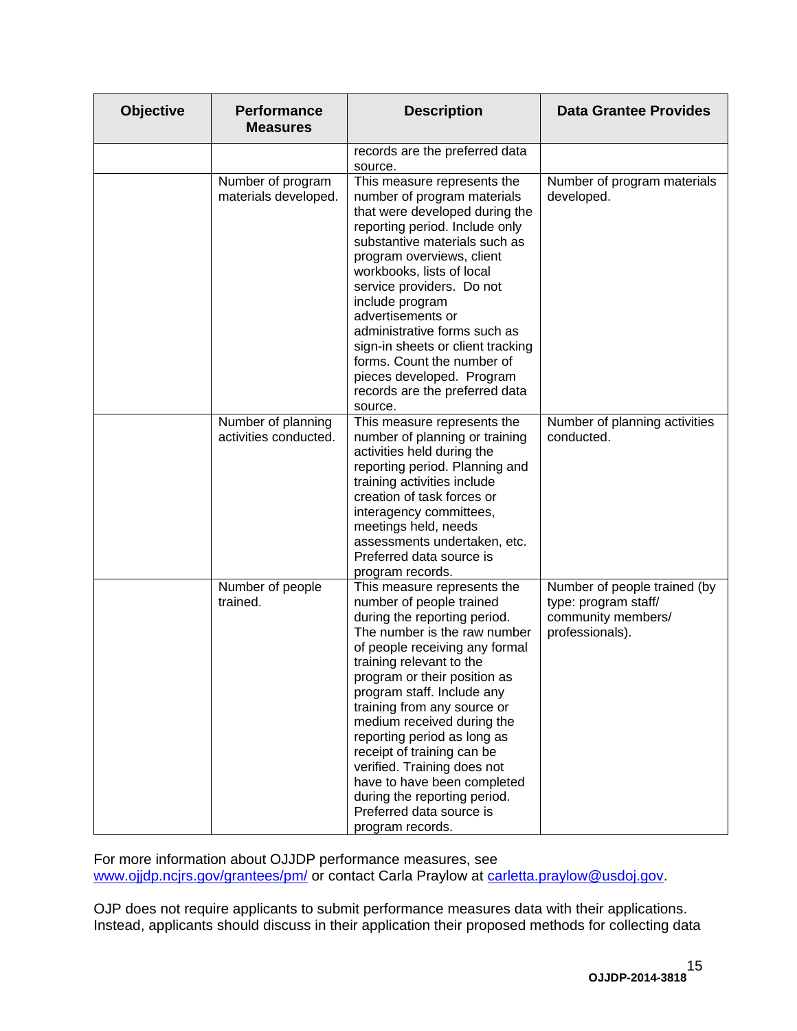| Objective | Performance Measures | Description | Data Grantee Provides |
|---|---|---|---|
| | | records are the preferred data source. | |
| | Number of program materials developed. | This measure represents the number of program materials that were developed during the reporting period. Include only substantive materials such as program overviews, client workbooks, lists of local service providers. Do not include program advertisements or administrative forms such as sign-in sheets or client tracking forms. Count the number of pieces developed. Program records are the preferred data source. | Number of program materials developed. |
| | Number of planning activities conducted. | This measure represents the number of planning or training activities held during the reporting period. Planning and training activities include creation of task forces or interagency committees, meetings held, needs assessments undertaken, etc. Preferred data source is program records. | Number of planning activities conducted. |
| | Number of people trained. | This measure represents the number of people trained during the reporting period. The number is the raw number of people receiving any formal training relevant to the program or their position as program staff. Include any training from any source or medium received during the reporting period as long as receipt of training can be verified. Training does not have to have been completed during the reporting period. Preferred data source is program records. | Number of people trained (by type: program staff/ community members/ professionals). |

For more information about OJJDP performance measures, see www.ojjdp.ncjrs.gov/grantees/pm/ or contact Carla Praylow at carletta.praylow@usdoj.gov.

OJP does not require applicants to submit performance measures data with their applications. Instead, applicants should discuss in their application their proposed methods for collecting data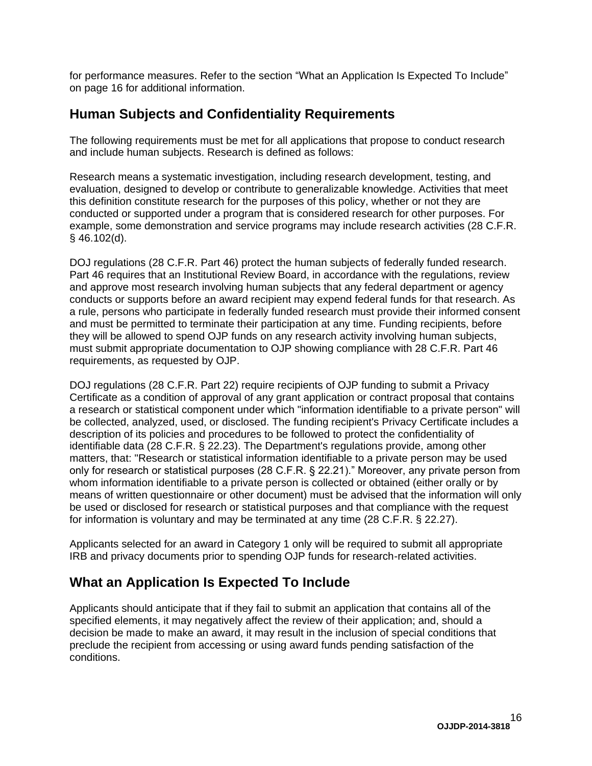for performance measures. Refer to the section "What an Application Is Expected To Include" on page 16 for additional information.

## Human Subjects and Confidentiality Requirements

The following requirements must be met for all applications that propose to conduct research and include human subjects. Research is defined as follows:

Research means a systematic investigation, including research development, testing, and evaluation, designed to develop or contribute to generalizable knowledge. Activities that meet this definition constitute research for the purposes of this policy, whether or not they are conducted or supported under a program that is considered research for other purposes. For example, some demonstration and service programs may include research activities (28 C.F.R. § 46.102(d).

DOJ regulations (28 C.F.R. Part 46) protect the human subjects of federally funded research. Part 46 requires that an Institutional Review Board, in accordance with the regulations, review and approve most research involving human subjects that any federal department or agency conducts or supports before an award recipient may expend federal funds for that research. As a rule, persons who participate in federally funded research must provide their informed consent and must be permitted to terminate their participation at any time. Funding recipients, before they will be allowed to spend OJP funds on any research activity involving human subjects, must submit appropriate documentation to OJP showing compliance with 28 C.F.R. Part 46 requirements, as requested by OJP.

DOJ regulations (28 C.F.R. Part 22) require recipients of OJP funding to submit a Privacy Certificate as a condition of approval of any grant application or contract proposal that contains a research or statistical component under which "information identifiable to a private person" will be collected, analyzed, used, or disclosed. The funding recipient's Privacy Certificate includes a description of its policies and procedures to be followed to protect the confidentiality of identifiable data (28 C.F.R. § 22.23). The Department's regulations provide, among other matters, that: "Research or statistical information identifiable to a private person may be used only for research or statistical purposes (28 C.F.R. § 22.21)." Moreover, any private person from whom information identifiable to a private person is collected or obtained (either orally or by means of written questionnaire or other document) must be advised that the information will only be used or disclosed for research or statistical purposes and that compliance with the request for information is voluntary and may be terminated at any time (28 C.F.R. § 22.27).

Applicants selected for an award in Category 1 only will be required to submit all appropriate IRB and privacy documents prior to spending OJP funds for research-related activities.

## What an Application Is Expected To Include

Applicants should anticipate that if they fail to submit an application that contains all of the specified elements, it may negatively affect the review of their application; and, should a decision be made to make an award, it may result in the inclusion of special conditions that preclude the recipient from accessing or using award funds pending satisfaction of the conditions.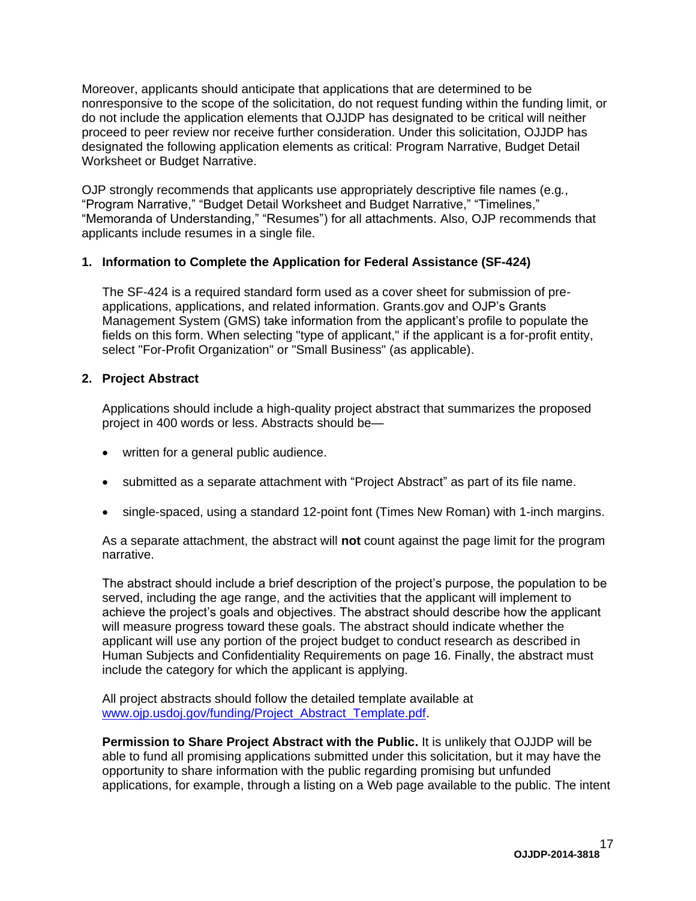Moreover, applicants should anticipate that applications that are determined to be nonresponsive to the scope of the solicitation, do not request funding within the funding limit, or do not include the application elements that OJJDP has designated to be critical will neither proceed to peer review nor receive further consideration. Under this solicitation, OJJDP has designated the following application elements as critical: Program Narrative, Budget Detail Worksheet or Budget Narrative.

OJP strongly recommends that applicants use appropriately descriptive file names (e.g*.*, "Program Narrative," "Budget Detail Worksheet and Budget Narrative," "Timelines," "Memoranda of Understanding," "Resumes") for all attachments. Also, OJP recommends that applicants include resumes in a single file.

**1. Information to Complete the Application for Federal Assistance (SF-424)**

The SF-424 is a required standard form used as a cover sheet for submission of pre-applications, applications, and related information. Grants.gov and OJP's Grants Management System (GMS) take information from the applicant's profile to populate the fields on this form. When selecting "type of applicant," if the applicant is a for-profit entity, select "For-Profit Organization" or "Small Business" (as applicable).

**2. Project Abstract**

Applications should include a high-quality project abstract that summarizes the proposed project in 400 words or less. Abstracts should be—

- written for a general public audience.
- submitted as a separate attachment with "Project Abstract" as part of its file name.
- single-spaced, using a standard 12-point font (Times New Roman) with 1-inch margins.

As a separate attachment, the abstract will **not** count against the page limit for the program narrative.

The abstract should include a brief description of the project's purpose, the population to be served, including the age range, and the activities that the applicant will implement to achieve the project's goals and objectives. The abstract should describe how the applicant will measure progress toward these goals. The abstract should indicate whether the applicant will use any portion of the project budget to conduct research as described in Human Subjects and Confidentiality Requirements on page 16. Finally, the abstract must include the category for which the applicant is applying.

All project abstracts should follow the detailed template available at [www.ojp.usdoj.gov/funding/Project_Abstract_Template.pdf](www.ojp.usdoj.gov/funding/Project_Abstract_Template.pdf).

**Permission to Share Project Abstract with the Public.** It is unlikely that OJJDP will be able to fund all promising applications submitted under this solicitation, but it may have the opportunity to share information with the public regarding promising but unfunded applications, for example, through a listing on a Web page available to the public. The intent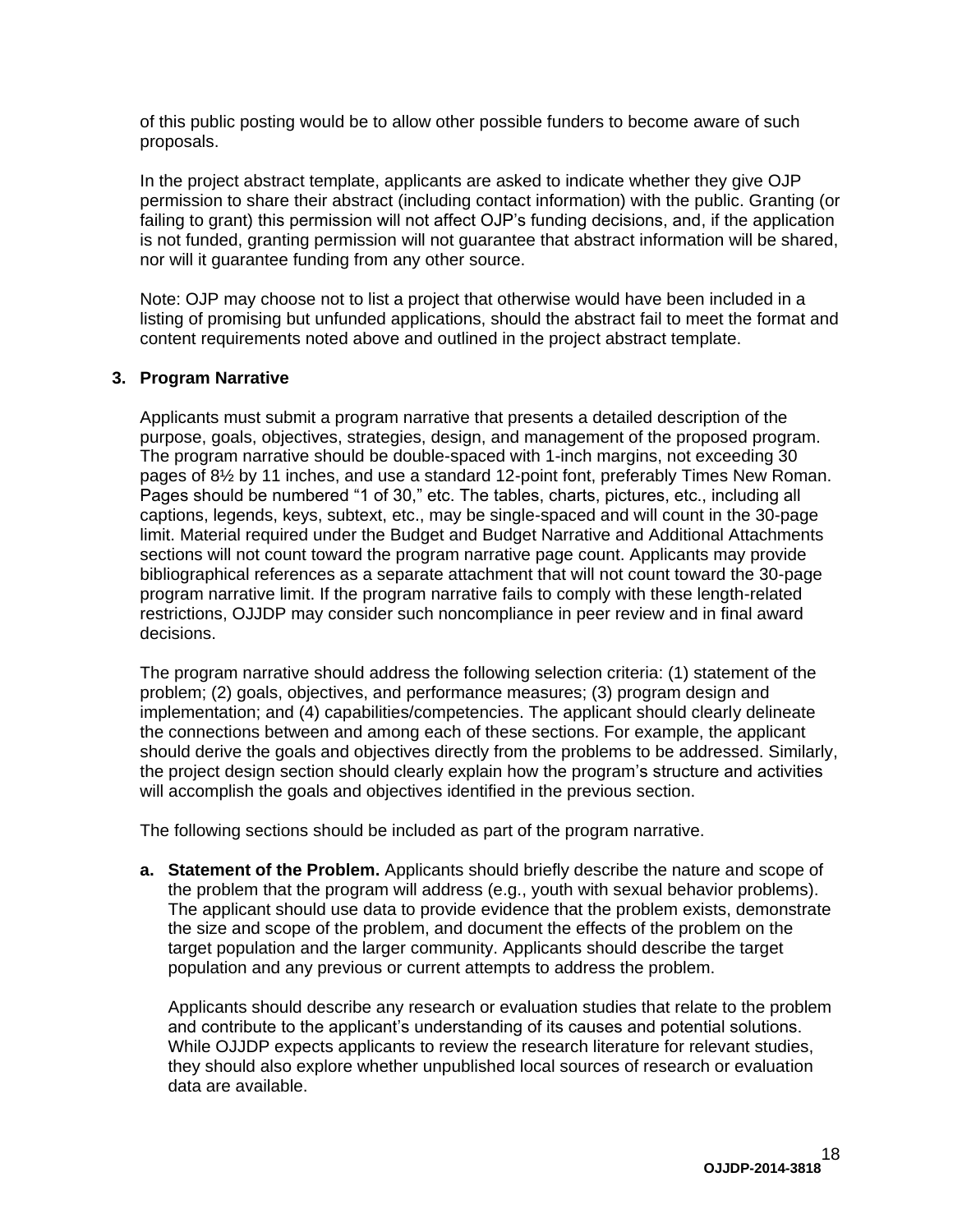of this public posting would be to allow other possible funders to become aware of such proposals.

In the project abstract template, applicants are asked to indicate whether they give OJP permission to share their abstract (including contact information) with the public. Granting (or failing to grant) this permission will not affect OJP's funding decisions, and, if the application is not funded, granting permission will not guarantee that abstract information will be shared, nor will it guarantee funding from any other source.

Note: OJP may choose not to list a project that otherwise would have been included in a listing of promising but unfunded applications, should the abstract fail to meet the format and content requirements noted above and outlined in the project abstract template.

### 3. Program Narrative

Applicants must submit a program narrative that presents a detailed description of the purpose, goals, objectives, strategies, design, and management of the proposed program. The program narrative should be double-spaced with 1-inch margins, not exceeding 30 pages of 8½ by 11 inches, and use a standard 12-point font, preferably Times New Roman. Pages should be numbered "1 of 30," etc. The tables, charts, pictures, etc., including all captions, legends, keys, subtext, etc., may be single-spaced and will count in the 30-page limit. Material required under the Budget and Budget Narrative and Additional Attachments sections will not count toward the program narrative page count. Applicants may provide bibliographical references as a separate attachment that will not count toward the 30-page program narrative limit. If the program narrative fails to comply with these length-related restrictions, OJJDP may consider such noncompliance in peer review and in final award decisions.

The program narrative should address the following selection criteria: (1) statement of the problem; (2) goals, objectives, and performance measures; (3) program design and implementation; and (4) capabilities/competencies. The applicant should clearly delineate the connections between and among each of these sections. For example, the applicant should derive the goals and objectives directly from the problems to be addressed. Similarly, the project design section should clearly explain how the program's structure and activities will accomplish the goals and objectives identified in the previous section.

The following sections should be included as part of the program narrative.

**a. Statement of the Problem.** Applicants should briefly describe the nature and scope of the problem that the program will address (e.g., youth with sexual behavior problems). The applicant should use data to provide evidence that the problem exists, demonstrate the size and scope of the problem, and document the effects of the problem on the target population and the larger community. Applicants should describe the target population and any previous or current attempts to address the problem.

Applicants should describe any research or evaluation studies that relate to the problem and contribute to the applicant's understanding of its causes and potential solutions. While OJJDP expects applicants to review the research literature for relevant studies, they should also explore whether unpublished local sources of research or evaluation data are available.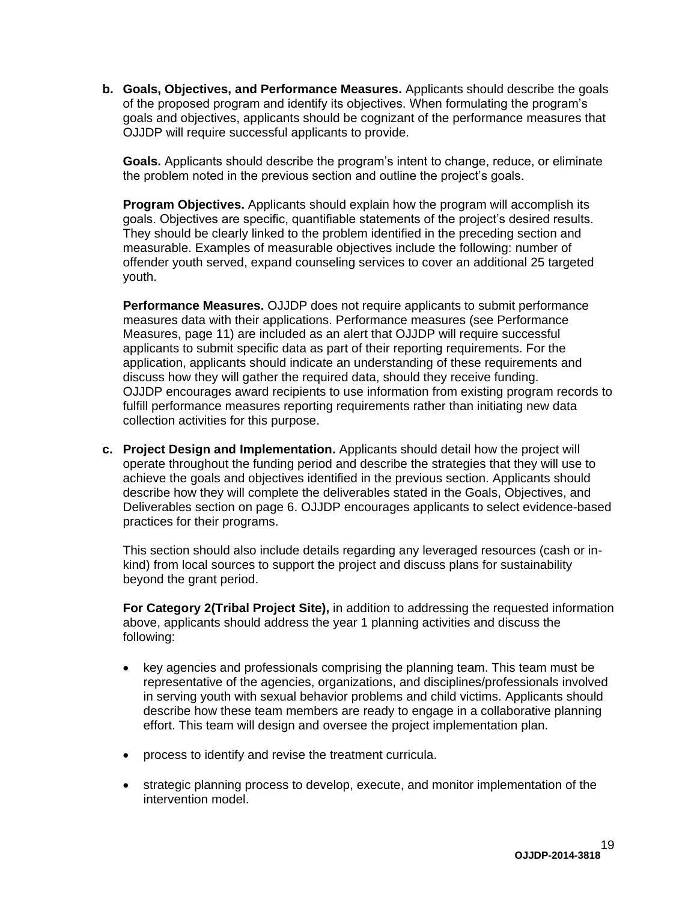**b. Goals, Objectives, and Performance Measures.** Applicants should describe the goals of the proposed program and identify its objectives. When formulating the program's goals and objectives, applicants should be cognizant of the performance measures that OJJDP will require successful applicants to provide.

**Goals.** Applicants should describe the program's intent to change, reduce, or eliminate the problem noted in the previous section and outline the project's goals.

**Program Objectives.** Applicants should explain how the program will accomplish its goals. Objectives are specific, quantifiable statements of the project's desired results. They should be clearly linked to the problem identified in the preceding section and measurable. Examples of measurable objectives include the following: number of offender youth served, expand counseling services to cover an additional 25 targeted youth.

**Performance Measures.** OJJDP does not require applicants to submit performance measures data with their applications. Performance measures (see Performance Measures, page 11) are included as an alert that OJJDP will require successful applicants to submit specific data as part of their reporting requirements. For the application, applicants should indicate an understanding of these requirements and discuss how they will gather the required data, should they receive funding. OJJDP encourages award recipients to use information from existing program records to fulfill performance measures reporting requirements rather than initiating new data collection activities for this purpose.

**c. Project Design and Implementation.** Applicants should detail how the project will operate throughout the funding period and describe the strategies that they will use to achieve the goals and objectives identified in the previous section. Applicants should describe how they will complete the deliverables stated in the Goals, Objectives, and Deliverables section on page 6. OJJDP encourages applicants to select evidence-based practices for their programs.

This section should also include details regarding any leveraged resources (cash or in-kind) from local sources to support the project and discuss plans for sustainability beyond the grant period.

**For Category 2(Tribal Project Site),** in addition to addressing the requested information above, applicants should address the year 1 planning activities and discuss the following:

- key agencies and professionals comprising the planning team. This team must be representative of the agencies, organizations, and disciplines/professionals involved in serving youth with sexual behavior problems and child victims. Applicants should describe how these team members are ready to engage in a collaborative planning effort. This team will design and oversee the project implementation plan.
- process to identify and revise the treatment curricula.
- strategic planning process to develop, execute, and monitor implementation of the intervention model.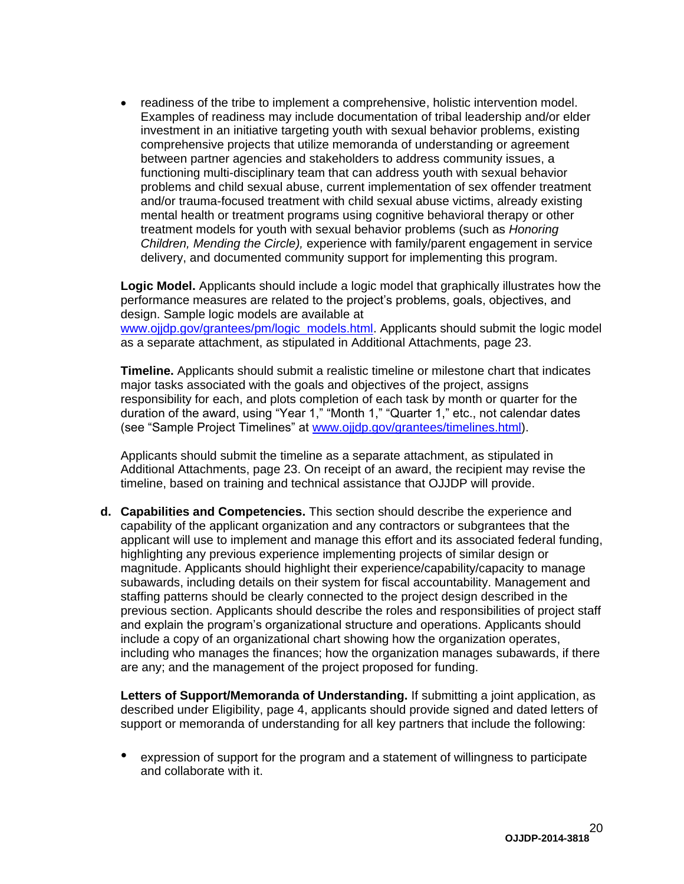- readiness of the tribe to implement a comprehensive, holistic intervention model. Examples of readiness may include documentation of tribal leadership and/or elder investment in an initiative targeting youth with sexual behavior problems, existing comprehensive projects that utilize memoranda of understanding or agreement between partner agencies and stakeholders to address community issues, a functioning multi-disciplinary team that can address youth with sexual behavior problems and child sexual abuse, current implementation of sex offender treatment and/or trauma-focused treatment with child sexual abuse victims, already existing mental health or treatment programs using cognitive behavioral therapy or other treatment models for youth with sexual behavior problems (such as *Honoring Children, Mending the Circle),* experience with family/parent engagement in service delivery, and documented community support for implementing this program.

**Logic Model.** Applicants should include a logic model that graphically illustrates how the performance measures are related to the project's problems, goals, objectives, and design. Sample logic models are available at www.ojjdp.gov/grantees/pm/logic_models.html. Applicants should submit the logic model as a separate attachment, as stipulated in Additional Attachments, page 23.

**Timeline.** Applicants should submit a realistic timeline or milestone chart that indicates major tasks associated with the goals and objectives of the project, assigns responsibility for each, and plots completion of each task by month or quarter for the duration of the award, using "Year 1," "Month 1," "Quarter 1," etc., not calendar dates (see "Sample Project Timelines" at www.ojjdp.gov/grantees/timelines.html).

Applicants should submit the timeline as a separate attachment, as stipulated in Additional Attachments, page 23. On receipt of an award, the recipient may revise the timeline, based on training and technical assistance that OJJDP will provide.

**d. Capabilities and Competencies.** This section should describe the experience and capability of the applicant organization and any contractors or subgrantees that the applicant will use to implement and manage this effort and its associated federal funding, highlighting any previous experience implementing projects of similar design or magnitude. Applicants should highlight their experience/capability/capacity to manage subawards, including details on their system for fiscal accountability. Management and staffing patterns should be clearly connected to the project design described in the previous section. Applicants should describe the roles and responsibilities of project staff and explain the program's organizational structure and operations. Applicants should include a copy of an organizational chart showing how the organization operates, including who manages the finances; how the organization manages subawards, if there are any; and the management of the project proposed for funding.

**Letters of Support/Memoranda of Understanding.** If submitting a joint application, as described under Eligibility, page 4, applicants should provide signed and dated letters of support or memoranda of understanding for all key partners that include the following:

- expression of support for the program and a statement of willingness to participate and collaborate with it.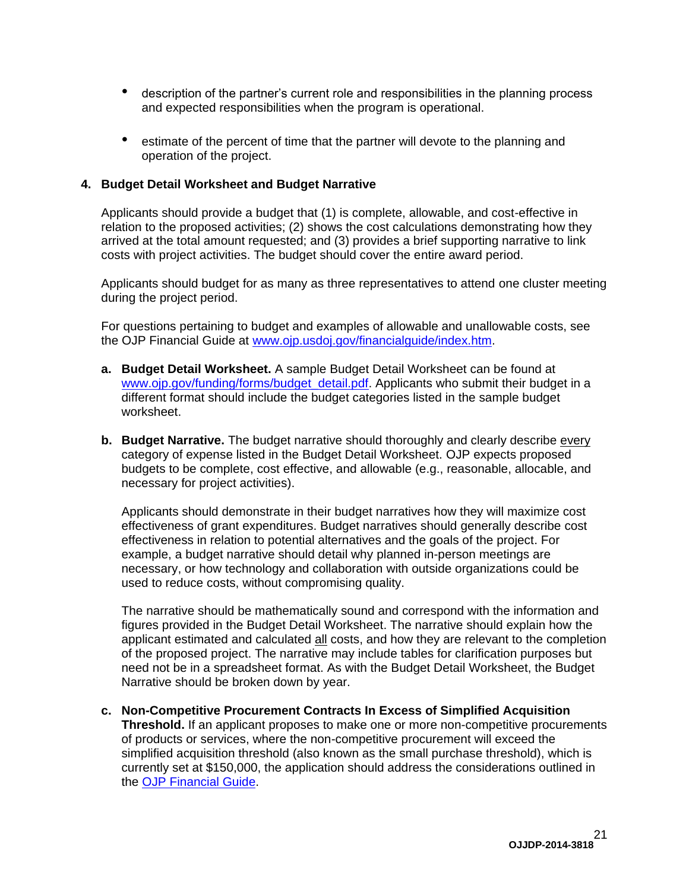- description of the partner's current role and responsibilities in the planning process and expected responsibilities when the program is operational.

- estimate of the percent of time that the partner will devote to the planning and operation of the project.

**4. Budget Detail Worksheet and Budget Narrative**

Applicants should provide a budget that (1) is complete, allowable, and cost-effective in relation to the proposed activities; (2) shows the cost calculations demonstrating how they arrived at the total amount requested; and (3) provides a brief supporting narrative to link costs with project activities. The budget should cover the entire award period.

Applicants should budget for as many as three representatives to attend one cluster meeting during the project period.

For questions pertaining to budget and examples of allowable and unallowable costs, see the OJP Financial Guide at [www.ojp.usdoj.gov/financialguide/index.htm](www.ojp.usdoj.gov/financialguide/index.htm).

**a. Budget Detail Worksheet.** A sample Budget Detail Worksheet can be found at [www.ojp.gov/funding/forms/budget_detail.pdf](www.ojp.gov/funding/forms/budget_detail.pdf). Applicants who submit their budget in a different format should include the budget categories listed in the sample budget worksheet.

**b. Budget Narrative.** The budget narrative should thoroughly and clearly describe <u>every</u> category of expense listed in the Budget Detail Worksheet. OJP expects proposed budgets to be complete, cost effective, and allowable (e.g., reasonable, allocable, and necessary for project activities).

Applicants should demonstrate in their budget narratives how they will maximize cost effectiveness of grant expenditures. Budget narratives should generally describe cost effectiveness in relation to potential alternatives and the goals of the project. For example, a budget narrative should detail why planned in-person meetings are necessary, or how technology and collaboration with outside organizations could be used to reduce costs, without compromising quality.

The narrative should be mathematically sound and correspond with the information and figures provided in the Budget Detail Worksheet. The narrative should explain how the applicant estimated and calculated <u>all</u> costs, and how they are relevant to the completion of the proposed project. The narrative may include tables for clarification purposes but need not be in a spreadsheet format. As with the Budget Detail Worksheet, the Budget Narrative should be broken down by year.

**c. Non-Competitive Procurement Contracts In Excess of Simplified Acquisition Threshold.** If an applicant proposes to make one or more non-competitive procurements of products or services, where the non-competitive procurement will exceed the simplified acquisition threshold (also known as the small purchase threshold), which is currently set at $150,000, the application should address the considerations outlined in the OJP Financial Guide.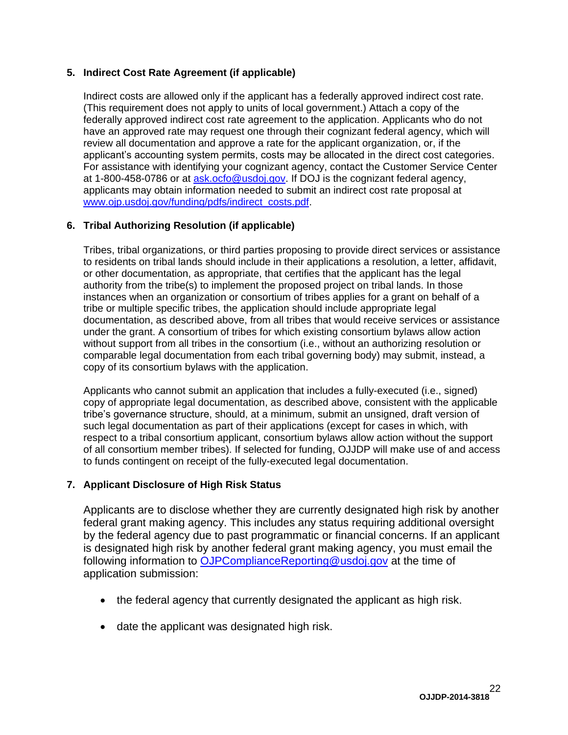**5. Indirect Cost Rate Agreement (if applicable)**

Indirect costs are allowed only if the applicant has a federally approved indirect cost rate. (This requirement does not apply to units of local government.) Attach a copy of the federally approved indirect cost rate agreement to the application. Applicants who do not have an approved rate may request one through their cognizant federal agency, which will review all documentation and approve a rate for the applicant organization, or, if the applicant's accounting system permits, costs may be allocated in the direct cost categories. For assistance with identifying your cognizant agency, contact the Customer Service Center at 1-800-458-0786 or at ask.ocfo@usdoj.gov. If DOJ is the cognizant federal agency, applicants may obtain information needed to submit an indirect cost rate proposal at www.ojp.usdoj.gov/funding/pdfs/indirect_costs.pdf.

**6. Tribal Authorizing Resolution (if applicable)**

Tribes, tribal organizations, or third parties proposing to provide direct services or assistance to residents on tribal lands should include in their applications a resolution, a letter, affidavit, or other documentation, as appropriate, that certifies that the applicant has the legal authority from the tribe(s) to implement the proposed project on tribal lands. In those instances when an organization or consortium of tribes applies for a grant on behalf of a tribe or multiple specific tribes, the application should include appropriate legal documentation, as described above, from all tribes that would receive services or assistance under the grant. A consortium of tribes for which existing consortium bylaws allow action without support from all tribes in the consortium (i.e., without an authorizing resolution or comparable legal documentation from each tribal governing body) may submit, instead, a copy of its consortium bylaws with the application.

Applicants who cannot submit an application that includes a fully-executed (i.e., signed) copy of appropriate legal documentation, as described above, consistent with the applicable tribe's governance structure, should, at a minimum, submit an unsigned, draft version of such legal documentation as part of their applications (except for cases in which, with respect to a tribal consortium applicant, consortium bylaws allow action without the support of all consortium member tribes). If selected for funding, OJJDP will make use of and access to funds contingent on receipt of the fully-executed legal documentation.

**7. Applicant Disclosure of High Risk Status**

Applicants are to disclose whether they are currently designated high risk by another federal grant making agency. This includes any status requiring additional oversight by the federal agency due to past programmatic or financial concerns. If an applicant is designated high risk by another federal grant making agency, you must email the following information to OJPComplianceReporting@usdoj.gov at the time of application submission:

- the federal agency that currently designated the applicant as high risk.
- date the applicant was designated high risk.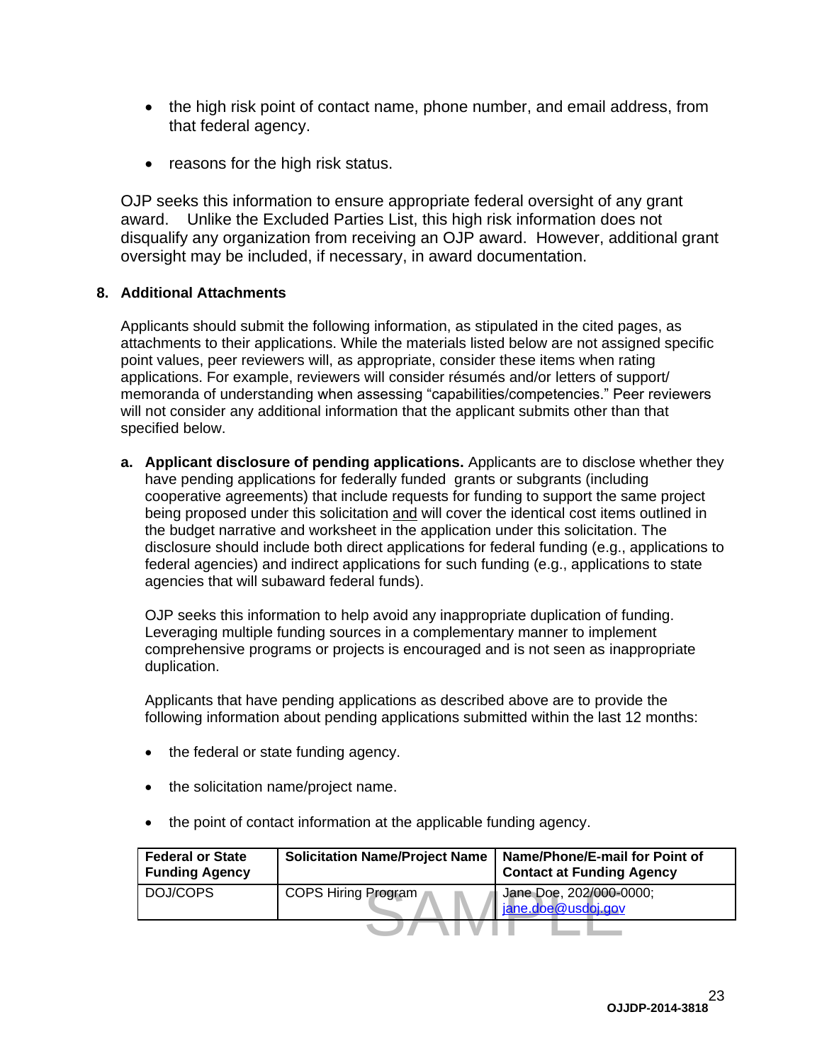- the high risk point of contact name, phone number, and email address, from that federal agency.

- reasons for the high risk status.

OJP seeks this information to ensure appropriate federal oversight of any grant award. Unlike the Excluded Parties List, this high risk information does not disqualify any organization from receiving an OJP award. However, additional grant oversight may be included, if necessary, in award documentation.

**8. Additional Attachments**

Applicants should submit the following information, as stipulated in the cited pages, as attachments to their applications. While the materials listed below are not assigned specific point values, peer reviewers will, as appropriate, consider these items when rating applications. For example, reviewers will consider résumés and/or letters of support/ memoranda of understanding when assessing "capabilities/competencies." Peer reviewers will not consider any additional information that the applicant submits other than that specified below.

**a. Applicant disclosure of pending applications.** Applicants are to disclose whether they have pending applications for federally funded grants or subgrants (including cooperative agreements) that include requests for funding to support the same project being proposed under this solicitation and will cover the identical cost items outlined in the budget narrative and worksheet in the application under this solicitation. The disclosure should include both direct applications for federal funding (e.g., applications to federal agencies) and indirect applications for such funding (e.g., applications to state agencies that will subaward federal funds).

OJP seeks this information to help avoid any inappropriate duplication of funding. Leveraging multiple funding sources in a complementary manner to implement comprehensive programs or projects is encouraged and is not seen as inappropriate duplication.

Applicants that have pending applications as described above are to provide the following information about pending applications submitted within the last 12 months:

- the federal or state funding agency.

- the solicitation name/project name.

- the point of contact information at the applicable funding agency.

| Federal or State Funding Agency | Solicitation Name/Project Name | Name/Phone/E-mail for Point of Contact at Funding Agency |
| --- | --- | --- |
| DOJ/COPS | COPS Hiring Program | Jane Doe, 202/000-0000; jane.doe@usdoj.gov |

SAMPLE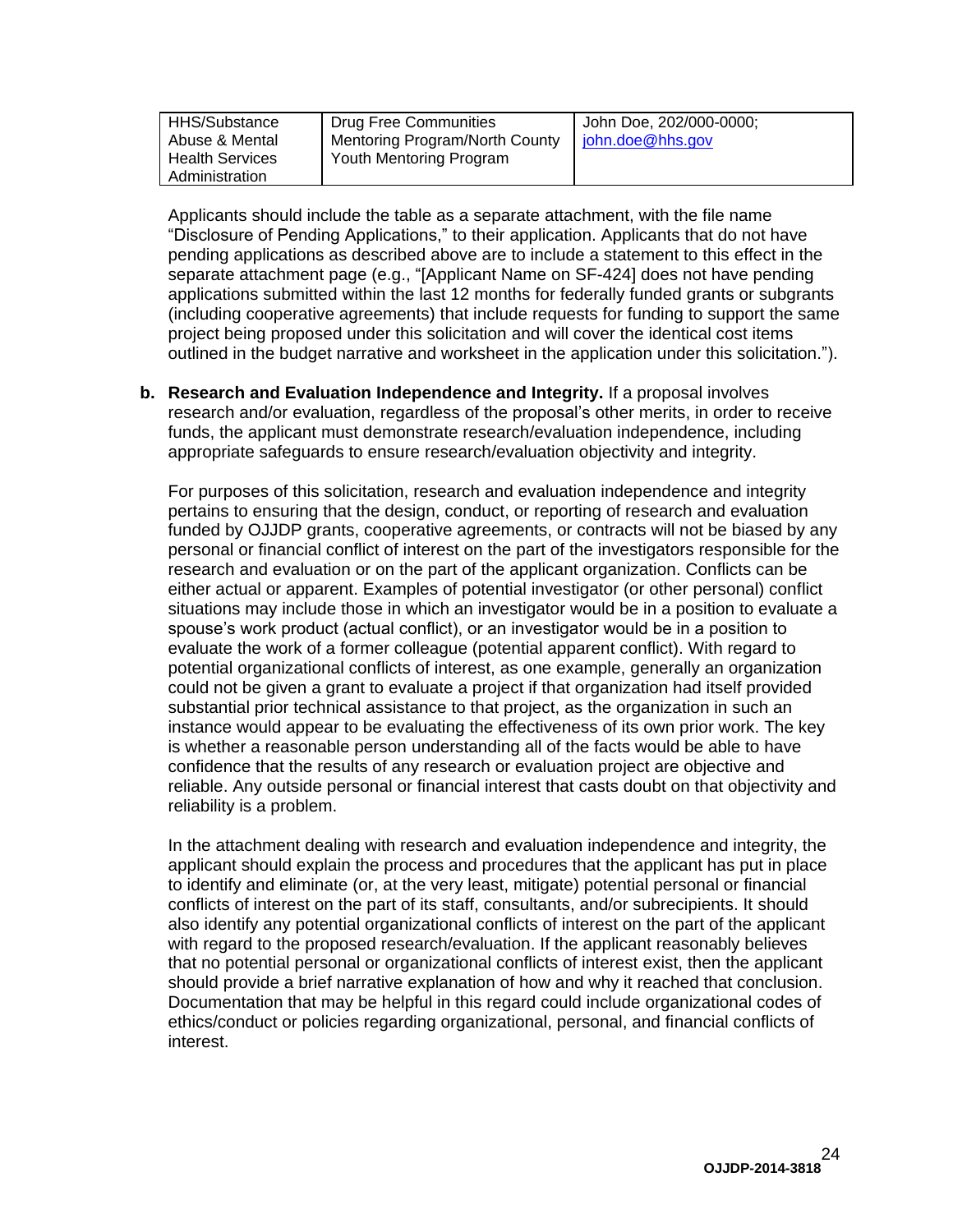| HHS/Substance Abuse & Mental Health Services Administration | Drug Free Communities Mentoring Program/North County Youth Mentoring Program | John Doe, 202/000-0000; john.doe@hhs.gov |
|---|---|---|

Applicants should include the table as a separate attachment, with the file name "Disclosure of Pending Applications," to their application. Applicants that do not have pending applications as described above are to include a statement to this effect in the separate attachment page (e.g., "[Applicant Name on SF-424] does not have pending applications submitted within the last 12 months for federally funded grants or subgrants (including cooperative agreements) that include requests for funding to support the same project being proposed under this solicitation and will cover the identical cost items outlined in the budget narrative and worksheet in the application under this solicitation.").

**b. Research and Evaluation Independence and Integrity.** If a proposal involves research and/or evaluation, regardless of the proposal's other merits, in order to receive funds, the applicant must demonstrate research/evaluation independence, including appropriate safeguards to ensure research/evaluation objectivity and integrity.

For purposes of this solicitation, research and evaluation independence and integrity pertains to ensuring that the design, conduct, or reporting of research and evaluation funded by OJJDP grants, cooperative agreements, or contracts will not be biased by any personal or financial conflict of interest on the part of the investigators responsible for the research and evaluation or on the part of the applicant organization. Conflicts can be either actual or apparent. Examples of potential investigator (or other personal) conflict situations may include those in which an investigator would be in a position to evaluate a spouse's work product (actual conflict), or an investigator would be in a position to evaluate the work of a former colleague (potential apparent conflict). With regard to potential organizational conflicts of interest, as one example, generally an organization could not be given a grant to evaluate a project if that organization had itself provided substantial prior technical assistance to that project, as the organization in such an instance would appear to be evaluating the effectiveness of its own prior work. The key is whether a reasonable person understanding all of the facts would be able to have confidence that the results of any research or evaluation project are objective and reliable. Any outside personal or financial interest that casts doubt on that objectivity and reliability is a problem.

In the attachment dealing with research and evaluation independence and integrity, the applicant should explain the process and procedures that the applicant has put in place to identify and eliminate (or, at the very least, mitigate) potential personal or financial conflicts of interest on the part of its staff, consultants, and/or subrecipients. It should also identify any potential organizational conflicts of interest on the part of the applicant with regard to the proposed research/evaluation. If the applicant reasonably believes that no potential personal or organizational conflicts of interest exist, then the applicant should provide a brief narrative explanation of how and why it reached that conclusion. Documentation that may be helpful in this regard could include organizational codes of ethics/conduct or policies regarding organizational, personal, and financial conflicts of interest.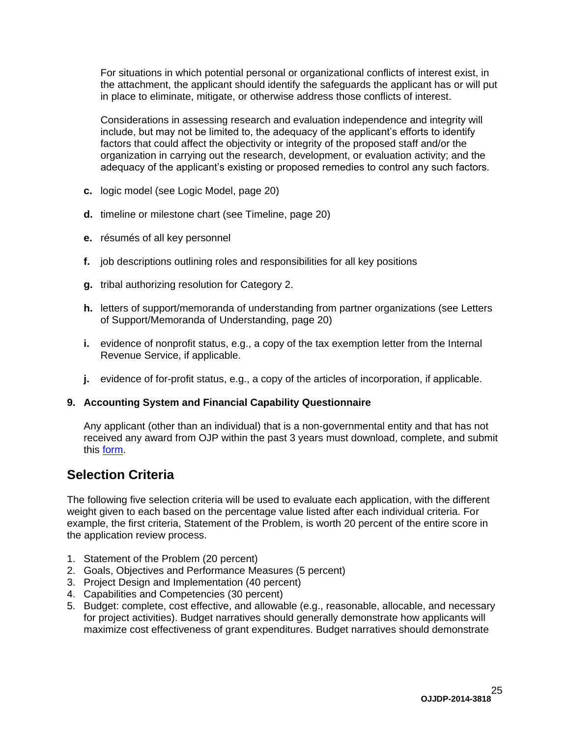For situations in which potential personal or organizational conflicts of interest exist, in the attachment, the applicant should identify the safeguards the applicant has or will put in place to eliminate, mitigate, or otherwise address those conflicts of interest.

Considerations in assessing research and evaluation independence and integrity will include, but may not be limited to, the adequacy of the applicant's efforts to identify factors that could affect the objectivity or integrity of the proposed staff and/or the organization in carrying out the research, development, or evaluation activity; and the adequacy of the applicant's existing or proposed remedies to control any such factors.

**c.** logic model (see Logic Model, page 20)

**d.** timeline or milestone chart (see Timeline, page 20)

**e.** résumés of all key personnel

**f.** job descriptions outlining roles and responsibilities for all key positions

**g.** tribal authorizing resolution for Category 2.

**h.** letters of support/memoranda of understanding from partner organizations (see Letters of Support/Memoranda of Understanding, page 20)

**i.** evidence of nonprofit status, e.g., a copy of the tax exemption letter from the Internal Revenue Service, if applicable.

**j.** evidence of for-profit status, e.g., a copy of the articles of incorporation, if applicable.

**9. Accounting System and Financial Capability Questionnaire**

Any applicant (other than an individual) that is a non-governmental entity and that has not received any award from OJP within the past 3 years must download, complete, and submit this form.

## Selection Criteria

The following five selection criteria will be used to evaluate each application, with the different weight given to each based on the percentage value listed after each individual criteria. For example, the first criteria, Statement of the Problem, is worth 20 percent of the entire score in the application review process.

1. Statement of the Problem (20 percent)
2. Goals, Objectives and Performance Measures (5 percent)
3. Project Design and Implementation (40 percent)
4. Capabilities and Competencies (30 percent)
5. Budget: complete, cost effective, and allowable (e.g., reasonable, allocable, and necessary for project activities). Budget narratives should generally demonstrate how applicants will maximize cost effectiveness of grant expenditures. Budget narratives should demonstrate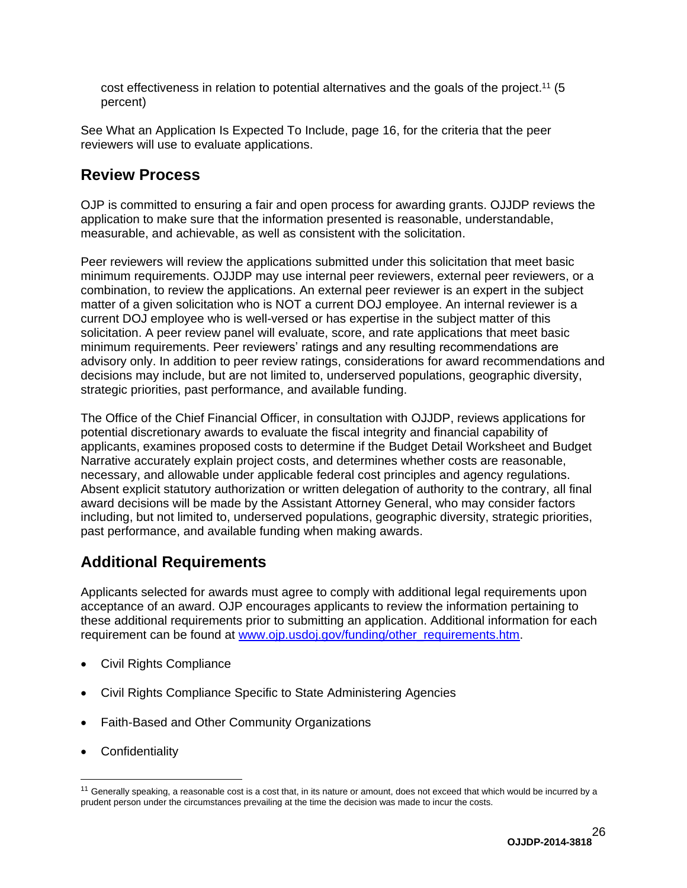cost effectiveness in relation to potential alternatives and the goals of the project.[11] (5 percent)

See What an Application Is Expected To Include, page 16, for the criteria that the peer reviewers will use to evaluate applications.

## Review Process

OJP is committed to ensuring a fair and open process for awarding grants. OJJDP reviews the application to make sure that the information presented is reasonable, understandable, measurable, and achievable, as well as consistent with the solicitation.

Peer reviewers will review the applications submitted under this solicitation that meet basic minimum requirements. OJJDP may use internal peer reviewers, external peer reviewers, or a combination, to review the applications. An external peer reviewer is an expert in the subject matter of a given solicitation who is NOT a current DOJ employee. An internal reviewer is a current DOJ employee who is well-versed or has expertise in the subject matter of this solicitation. A peer review panel will evaluate, score, and rate applications that meet basic minimum requirements. Peer reviewers' ratings and any resulting recommendations are advisory only. In addition to peer review ratings, considerations for award recommendations and decisions may include, but are not limited to, underserved populations, geographic diversity, strategic priorities, past performance, and available funding.

The Office of the Chief Financial Officer, in consultation with OJJDP, reviews applications for potential discretionary awards to evaluate the fiscal integrity and financial capability of applicants, examines proposed costs to determine if the Budget Detail Worksheet and Budget Narrative accurately explain project costs, and determines whether costs are reasonable, necessary, and allowable under applicable federal cost principles and agency regulations. Absent explicit statutory authorization or written delegation of authority to the contrary, all final award decisions will be made by the Assistant Attorney General, who may consider factors including, but not limited to, underserved populations, geographic diversity, strategic priorities, past performance, and available funding when making awards.

## Additional Requirements

Applicants selected for awards must agree to comply with additional legal requirements upon acceptance of an award. OJP encourages applicants to review the information pertaining to these additional requirements prior to submitting an application. Additional information for each requirement can be found at [www.ojp.usdoj.gov/funding/other_requirements.htm](www.ojp.usdoj.gov/funding/other_requirements.htm).

- Civil Rights Compliance
- Civil Rights Compliance Specific to State Administering Agencies
- Faith-Based and Other Community Organizations
- Confidentiality

[11] Generally speaking, a reasonable cost is a cost that, in its nature or amount, does not exceed that which would be incurred by a prudent person under the circumstances prevailing at the time the decision was made to incur the costs.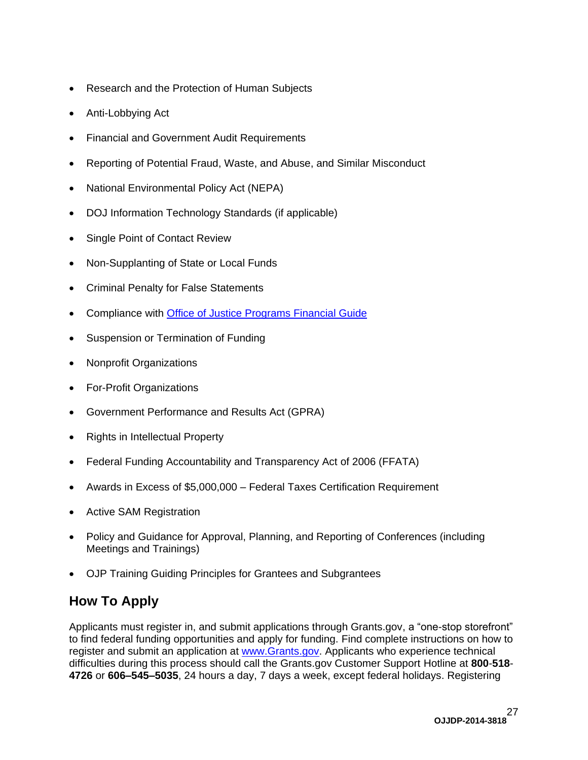- Research and the Protection of Human Subjects
- Anti-Lobbying Act
- Financial and Government Audit Requirements
- Reporting of Potential Fraud, Waste, and Abuse, and Similar Misconduct
- National Environmental Policy Act (NEPA)
- DOJ Information Technology Standards (if applicable)
- Single Point of Contact Review
- Non-Supplanting of State or Local Funds
- Criminal Penalty for False Statements
- Compliance with [Office of Justice Programs Financial Guide]
- Suspension or Termination of Funding
- Nonprofit Organizations
- For-Profit Organizations
- Government Performance and Results Act (GPRA)
- Rights in Intellectual Property
- Federal Funding Accountability and Transparency Act of 2006 (FFATA)
- Awards in Excess of $5,000,000 – Federal Taxes Certification Requirement
- Active SAM Registration
- Policy and Guidance for Approval, Planning, and Reporting of Conferences (including Meetings and Trainings)
- OJP Training Guiding Principles for Grantees and Subgrantees

## How To Apply

Applicants must register in, and submit applications through Grants.gov, a "one-stop storefront" to find federal funding opportunities and apply for funding. Find complete instructions on how to register and submit an application at www.Grants.gov. Applicants who experience technical difficulties during this process should call the Grants.gov Customer Support Hotline at **800**-**518**-**4726** or **606–545–5035**, 24 hours a day, 7 days a week, except federal holidays. Registering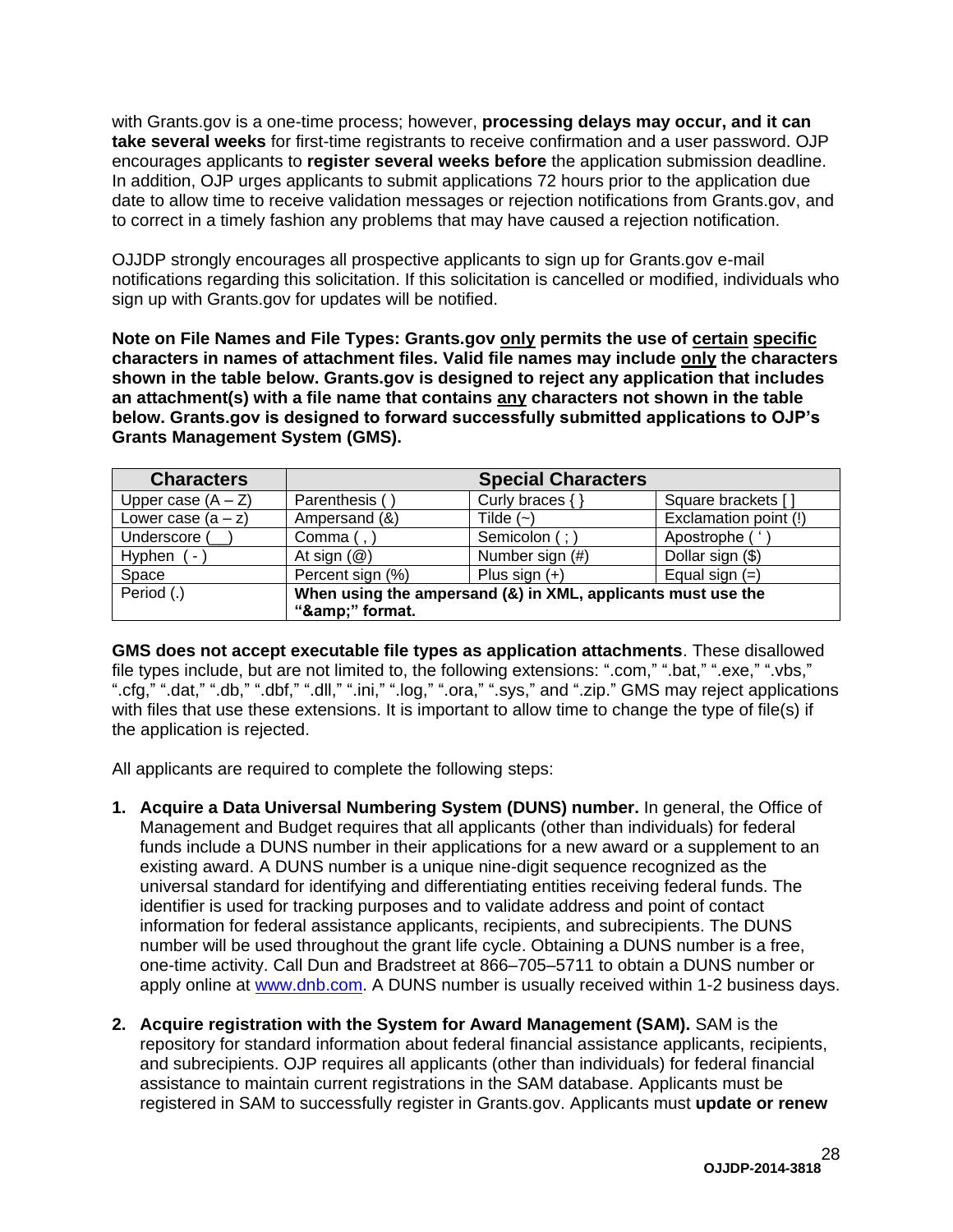with Grants.gov is a one-time process; however, **processing delays may occur, and it can take several weeks** for first-time registrants to receive confirmation and a user password. OJP encourages applicants to **register several weeks before** the application submission deadline. In addition, OJP urges applicants to submit applications 72 hours prior to the application due date to allow time to receive validation messages or rejection notifications from Grants.gov, and to correct in a timely fashion any problems that may have caused a rejection notification.

OJJDP strongly encourages all prospective applicants to sign up for Grants.gov e-mail notifications regarding this solicitation. If this solicitation is cancelled or modified, individuals who sign up with Grants.gov for updates will be notified.

**Note on File Names and File Types: Grants.gov only permits the use of certain specific characters in names of attachment files. Valid file names may include only the characters shown in the table below. Grants.gov is designed to reject any application that includes an attachment(s) with a file name that contains any characters not shown in the table below. Grants.gov is designed to forward successfully submitted applications to OJP's Grants Management System (GMS).**

| Characters | Special Characters | | |
|---|---|---|---|
| Upper case (A – Z) | Parenthesis ( ) | Curly braces { } | Square brackets [ ] |
| Lower case (a – z) | Ampersand (&) | Tilde (~) | Exclamation point (!) |
| Underscore (__) | Comma ( , ) | Semicolon ( ; ) | Apostrophe ( ' ) |
| Hyphen ( - ) | At sign (@) | Number sign (#) | Dollar sign ($) |
| Space | Percent sign (%) | Plus sign (+) | Equal sign (=) |
| Period (.) | **When using the ampersand (&) in XML, applicants must use the "&amp;amp;" format.** | | |

**GMS does not accept executable file types as application attachments**. These disallowed file types include, but are not limited to, the following extensions: ".com," ".bat," ".exe," ".vbs," ".cfg," ".dat," ".db," ".dbf," ".dll," ".ini," ".log," ".ora," ".sys," and ".zip." GMS may reject applications with files that use these extensions. It is important to allow time to change the type of file(s) if the application is rejected.

All applicants are required to complete the following steps:

1. **Acquire a Data Universal Numbering System (DUNS) number.** In general, the Office of Management and Budget requires that all applicants (other than individuals) for federal funds include a DUNS number in their applications for a new award or a supplement to an existing award. A DUNS number is a unique nine-digit sequence recognized as the universal standard for identifying and differentiating entities receiving federal funds. The identifier is used for tracking purposes and to validate address and point of contact information for federal assistance applicants, recipients, and subrecipients. The DUNS number will be used throughout the grant life cycle. Obtaining a DUNS number is a free, one-time activity. Call Dun and Bradstreet at 866–705–5711 to obtain a DUNS number or apply online at www.dnb.com. A DUNS number is usually received within 1-2 business days.

2. **Acquire registration with the System for Award Management (SAM).** SAM is the repository for standard information about federal financial assistance applicants, recipients, and subrecipients. OJP requires all applicants (other than individuals) for federal financial assistance to maintain current registrations in the SAM database. Applicants must be registered in SAM to successfully register in Grants.gov. Applicants must **update or renew**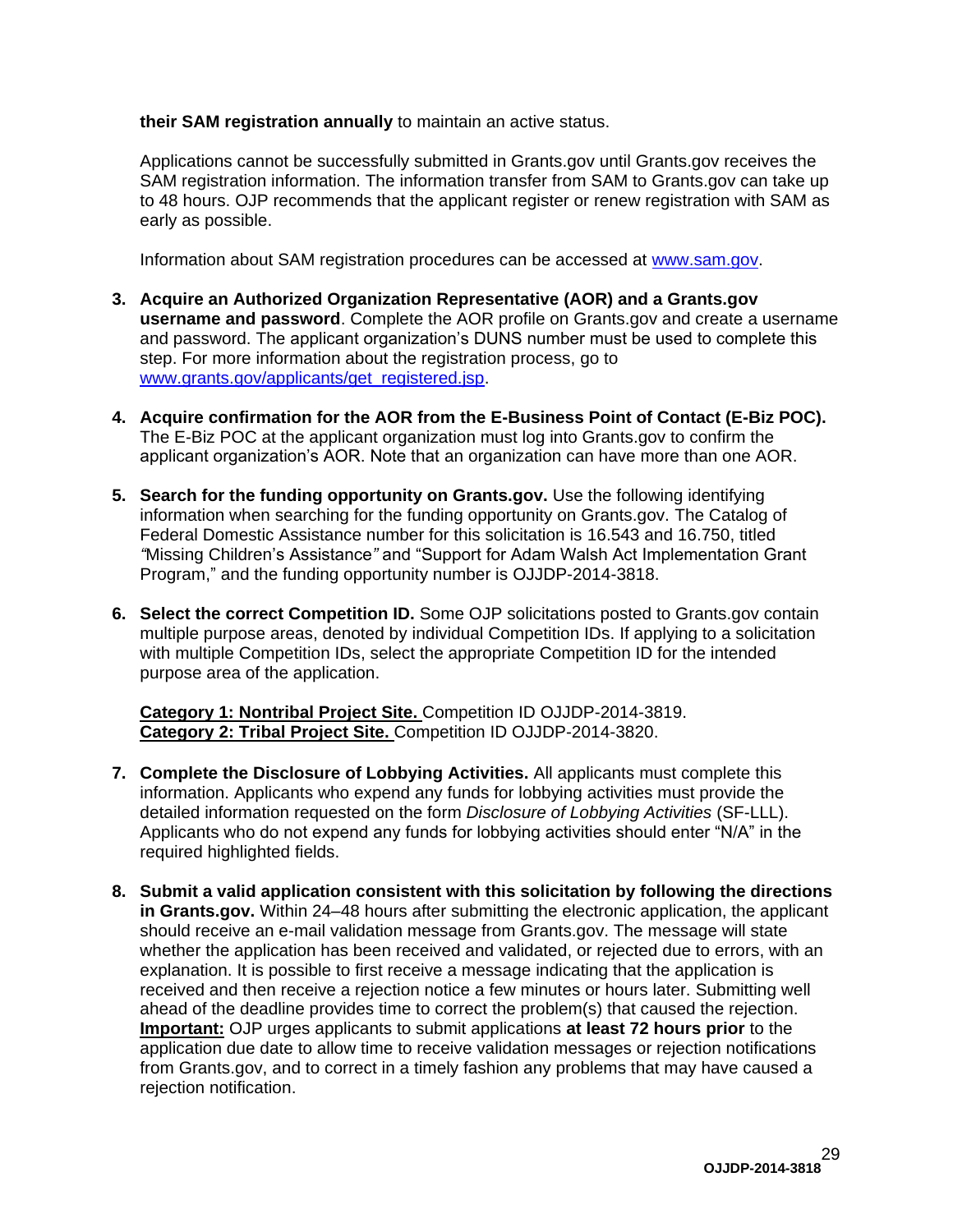**their SAM registration annually** to maintain an active status.

Applications cannot be successfully submitted in Grants.gov until Grants.gov receives the SAM registration information. The information transfer from SAM to Grants.gov can take up to 48 hours. OJP recommends that the applicant register or renew registration with SAM as early as possible.

Information about SAM registration procedures can be accessed at [www.sam.gov](www.sam.gov).

3. **Acquire an Authorized Organization Representative (AOR) and a Grants.gov username and password**. Complete the AOR profile on Grants.gov and create a username and password. The applicant organization's DUNS number must be used to complete this step. For more information about the registration process, go to [www.grants.gov/applicants/get_registered.jsp](www.grants.gov/applicants/get_registered.jsp).

4. **Acquire confirmation for the AOR from the E-Business Point of Contact (E-Biz POC).** The E-Biz POC at the applicant organization must log into Grants.gov to confirm the applicant organization's AOR. Note that an organization can have more than one AOR.

5. **Search for the funding opportunity on Grants.gov.** Use the following identifying information when searching for the funding opportunity on Grants.gov. The Catalog of Federal Domestic Assistance number for this solicitation is 16.543 and 16.750, titled *"*Missing Children's Assistance*"* and "Support for Adam Walsh Act Implementation Grant Program," and the funding opportunity number is OJJDP-2014-3818.

6. **Select the correct Competition ID.** Some OJP solicitations posted to Grants.gov contain multiple purpose areas, denoted by individual Competition IDs. If applying to a solicitation with multiple Competition IDs, select the appropriate Competition ID for the intended purpose area of the application.

   **Category 1: Nontribal Project Site.** Competition ID OJJDP-2014-3819.
   **Category 2: Tribal Project Site.** Competition ID OJJDP-2014-3820.

7. **Complete the Disclosure of Lobbying Activities.** All applicants must complete this information. Applicants who expend any funds for lobbying activities must provide the detailed information requested on the form *Disclosure of Lobbying Activities* (SF-LLL). Applicants who do not expend any funds for lobbying activities should enter "N/A" in the required highlighted fields.

8. **Submit a valid application consistent with this solicitation by following the directions in Grants.gov.** Within 24–48 hours after submitting the electronic application, the applicant should receive an e-mail validation message from Grants.gov. The message will state whether the application has been received and validated, or rejected due to errors, with an explanation. It is possible to first receive a message indicating that the application is received and then receive a rejection notice a few minutes or hours later. Submitting well ahead of the deadline provides time to correct the problem(s) that caused the rejection. **Important:** OJP urges applicants to submit applications **at least 72 hours prior** to the application due date to allow time to receive validation messages or rejection notifications from Grants.gov, and to correct in a timely fashion any problems that may have caused a rejection notification.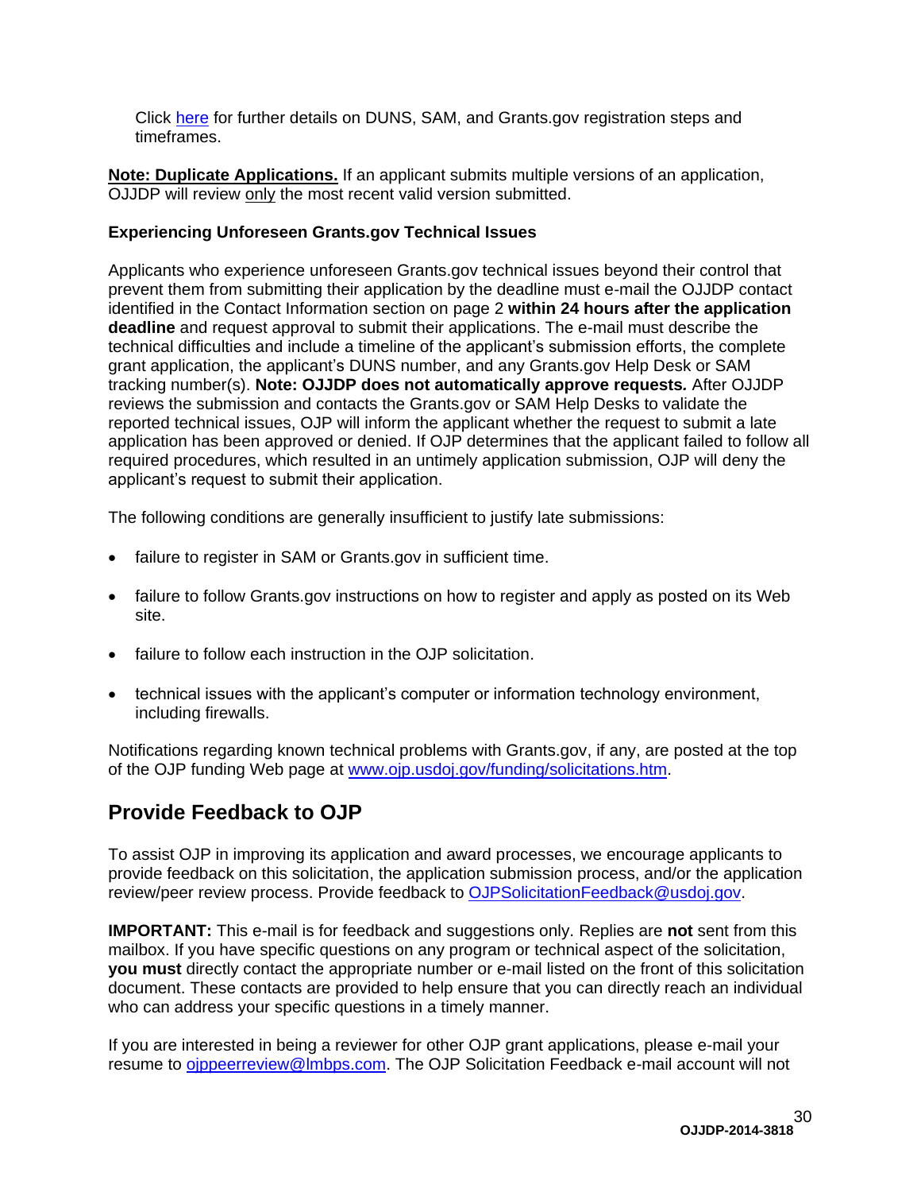Click here for further details on DUNS, SAM, and Grants.gov registration steps and timeframes.

**Note: Duplicate Applications.** If an applicant submits multiple versions of an application, OJJDP will review only the most recent valid version submitted.

**Experiencing Unforeseen Grants.gov Technical Issues**

Applicants who experience unforeseen Grants.gov technical issues beyond their control that prevent them from submitting their application by the deadline must e-mail the OJJDP contact identified in the Contact Information section on page 2 **within 24 hours after the application deadline** and request approval to submit their applications. The e-mail must describe the technical difficulties and include a timeline of the applicant's submission efforts, the complete grant application, the applicant's DUNS number, and any Grants.gov Help Desk or SAM tracking number(s). **Note: OJJDP does not automatically approve requests.** After OJJDP reviews the submission and contacts the Grants.gov or SAM Help Desks to validate the reported technical issues, OJP will inform the applicant whether the request to submit a late application has been approved or denied. If OJP determines that the applicant failed to follow all required procedures, which resulted in an untimely application submission, OJP will deny the applicant's request to submit their application.

The following conditions are generally insufficient to justify late submissions:

- failure to register in SAM or Grants.gov in sufficient time.
- failure to follow Grants.gov instructions on how to register and apply as posted on its Web site.
- failure to follow each instruction in the OJP solicitation.
- technical issues with the applicant's computer or information technology environment, including firewalls.

Notifications regarding known technical problems with Grants.gov, if any, are posted at the top of the OJP funding Web page at www.ojp.usdoj.gov/funding/solicitations.htm.

## Provide Feedback to OJP

To assist OJP in improving its application and award processes, we encourage applicants to provide feedback on this solicitation, the application submission process, and/or the application review/peer review process. Provide feedback to OJPSolicitationFeedback@usdoj.gov.

**IMPORTANT:** This e-mail is for feedback and suggestions only. Replies are **not** sent from this mailbox. If you have specific questions on any program or technical aspect of the solicitation, **you must** directly contact the appropriate number or e-mail listed on the front of this solicitation document. These contacts are provided to help ensure that you can directly reach an individual who can address your specific questions in a timely manner.

If you are interested in being a reviewer for other OJP grant applications, please e-mail your resume to ojppeerreview@lmbps.com. The OJP Solicitation Feedback e-mail account will not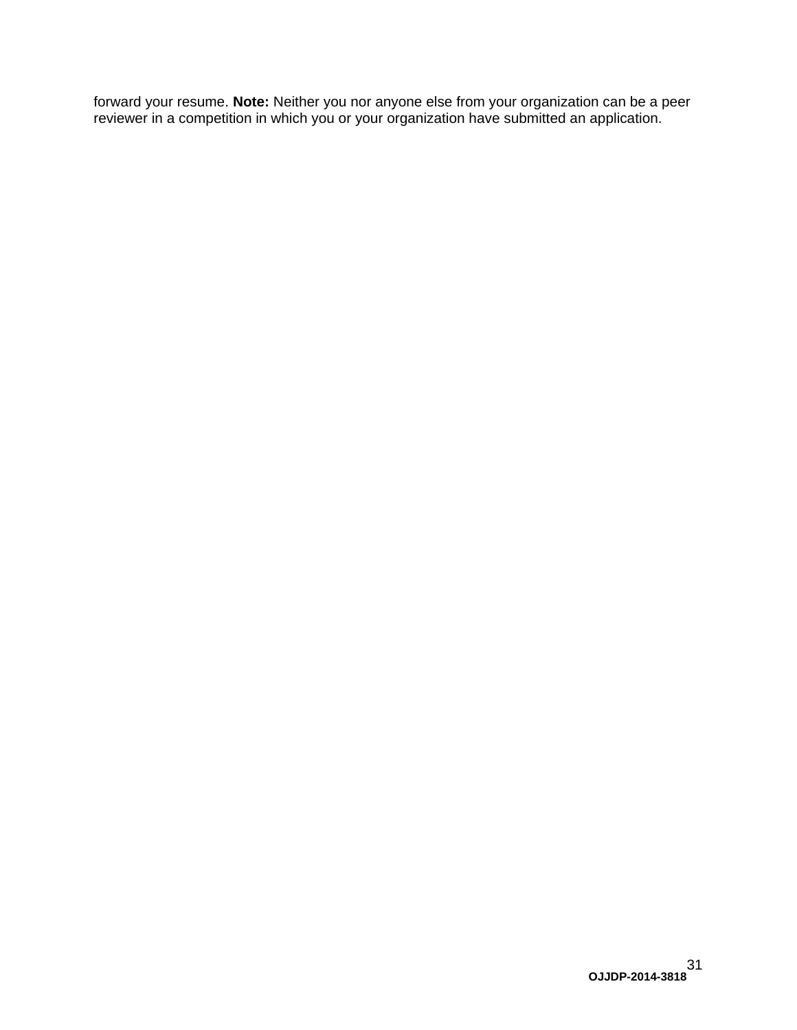forward your resume. **Note:** Neither you nor anyone else from your organization can be a peer reviewer in a competition in which you or your organization have submitted an application.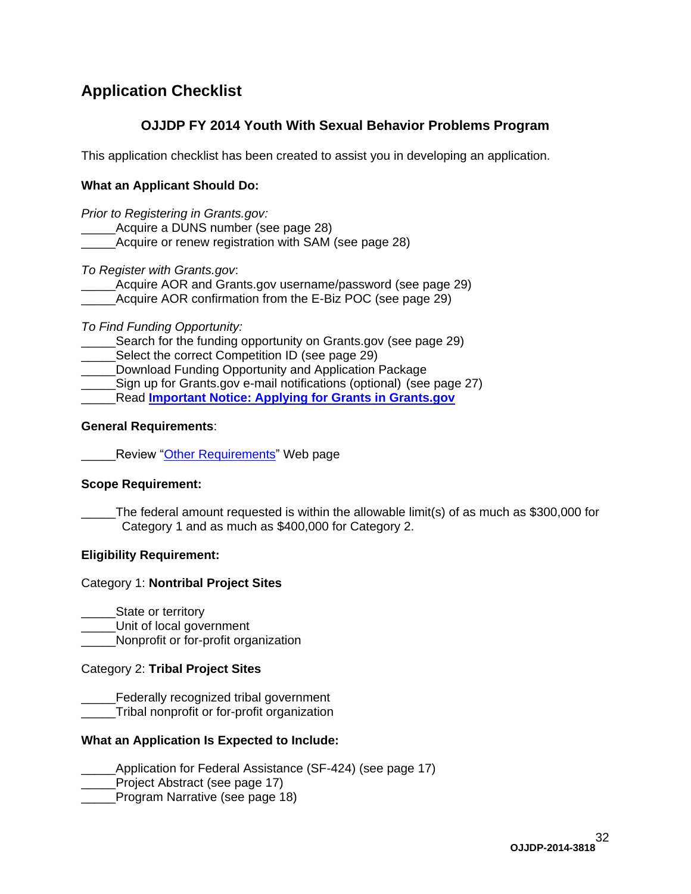## Application Checklist

### OJJDP FY 2014 Youth With Sexual Behavior Problems Program

This application checklist has been created to assist you in developing an application.

**What an Applicant Should Do:**

*Prior to Registering in Grants.gov:*
_____Acquire a DUNS number (see page 28)
_____Acquire or renew registration with SAM (see page 28)

*To Register with Grants.gov*:
_____Acquire AOR and Grants.gov username/password (see page 29)
_____Acquire AOR confirmation from the E-Biz POC (see page 29)

*To Find Funding Opportunity:*
_____Search for the funding opportunity on Grants.gov (see page 29)
_____Select the correct Competition ID (see page 29)
_____Download Funding Opportunity and Application Package
_____Sign up for Grants.gov e-mail notifications (optional) (see page 27)
_____Read **Important Notice: Applying for Grants in Grants.gov**

**General Requirements**:

_____Review "Other Requirements" Web page

**Scope Requirement:**

_____The federal amount requested is within the allowable limit(s) of as much as $300,000 for Category 1 and as much as $400,000 for Category 2.

**Eligibility Requirement:**

Category 1: **Nontribal Project Sites**

_____State or territory
_____Unit of local government
_____Nonprofit or for-profit organization

Category 2: **Tribal Project Sites**

_____Federally recognized tribal government
_____Tribal nonprofit or for-profit organization

**What an Application Is Expected to Include:**

_____Application for Federal Assistance (SF-424) (see page 17)
_____Project Abstract (see page 17)
_____Program Narrative (see page 18)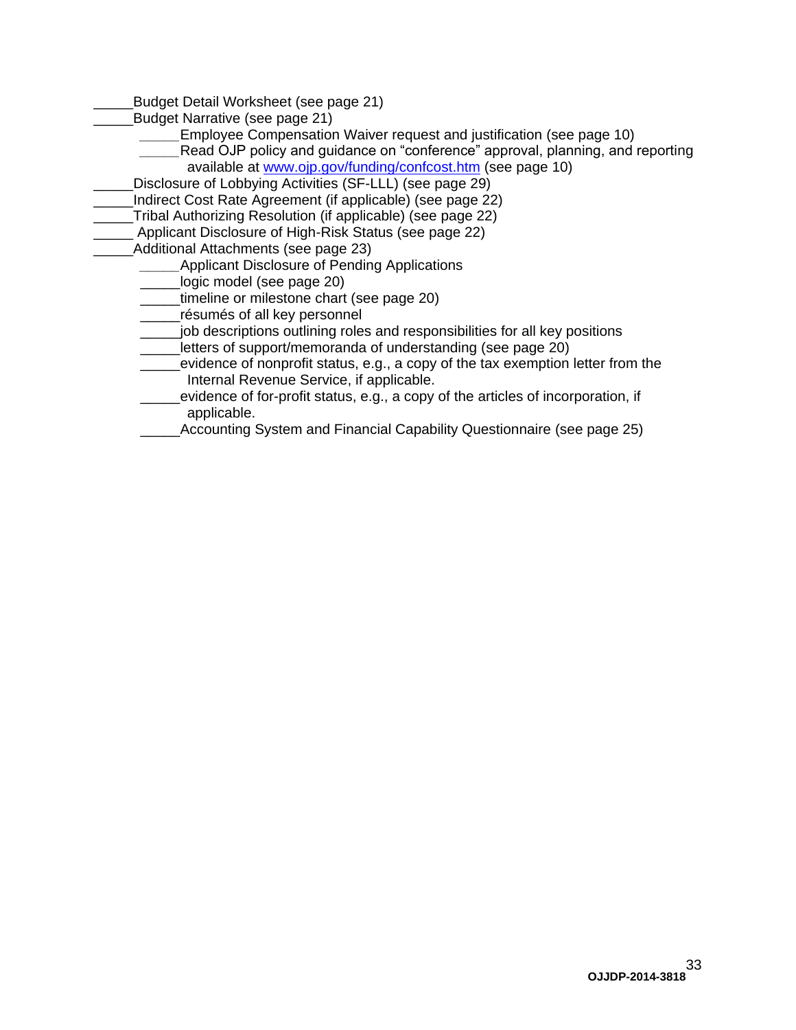_____Budget Detail Worksheet (see page 21)

_____Budget Narrative (see page 21)

- _____Employee Compensation Waiver request and justification (see page 10)
- _____Read OJP policy and guidance on "conference" approval, planning, and reporting available at [www.ojp.gov/funding/confcost.htm](www.ojp.gov/funding/confcost.htm) (see page 10)

_____Disclosure of Lobbying Activities (SF-LLL) (see page 29)

_____Indirect Cost Rate Agreement (if applicable) (see page 22)

_____Tribal Authorizing Resolution (if applicable) (see page 22)

_____ Applicant Disclosure of High-Risk Status (see page 22)

_____Additional Attachments (see page 23)

- _____Applicant Disclosure of Pending Applications
- _____logic model (see page 20)
- _____timeline or milestone chart (see page 20)
- _____résumés of all key personnel
- _____job descriptions outlining roles and responsibilities for all key positions
- _____letters of support/memoranda of understanding (see page 20)
- _____evidence of nonprofit status, e.g., a copy of the tax exemption letter from the Internal Revenue Service, if applicable.
- _____evidence of for-profit status, e.g., a copy of the articles of incorporation, if applicable.
- _____Accounting System and Financial Capability Questionnaire (see page 25)